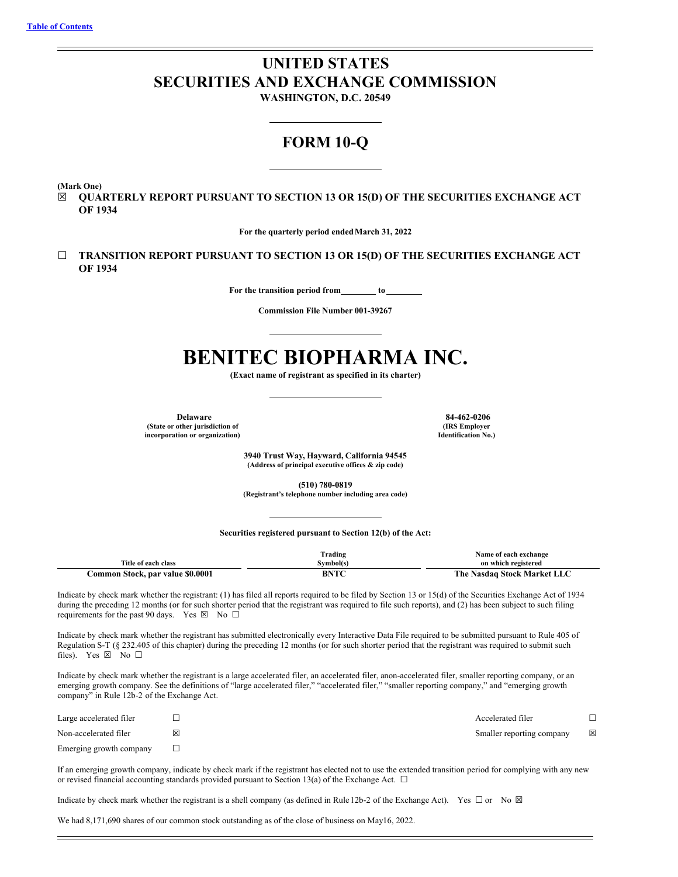Table of Contents

# UNITED STATES
# SECURITIES AND EXCHANGE COMMISSION

**WASHINGTON, D.C. 20549**

## FORM 10-Q

**(Mark One)**

☒ **QUARTERLY REPORT PURSUANT TO SECTION 13 OR 15(D) OF THE SECURITIES EXCHANGE ACT OF 1934**

**For the quarterly period ended March 31, 2022**

☐ **TRANSITION REPORT PURSUANT TO SECTION 13 OR 15(D) OF THE SECURITIES EXCHANGE ACT OF 1934**

**For the transition period from\_\_\_\_\_\_\_\_ to\_\_\_\_\_\_\_\_**

**Commission File Number 001-39267**

# BENITEC BIOPHARMA INC.

**(Exact name of registrant as specified in its charter)**

| **Delaware** | **84-462-0206** |
|---|---|
| **(State or other jurisdiction of incorporation or organization)** | **(IRS Employer Identification No.)** |

**3940 Trust Way, Hayward, California 94545**
**(Address of principal executive offices & zip code)**

**(510) 780-0819**
**(Registrant's telephone number including area code)**

**Securities registered pursuant to Section 12(b) of the Act:**

| Title of each class | Trading Symbol(s) | Name of each exchange on which registered |
|---|---|---|
| **Common Stock, par value $0.0001** | **BNTC** | **The Nasdaq Stock Market LLC** |

Indicate by check mark whether the registrant: (1) has filed all reports required to be filed by Section 13 or 15(d) of the Securities Exchange Act of 1934 during the preceding 12 months (or for such shorter period that the registrant was required to file such reports), and (2) has been subject to such filing requirements for the past 90 days. Yes ☒ No ☐

Indicate by check mark whether the registrant has submitted electronically every Interactive Data File required to be submitted pursuant to Rule 405 of Regulation S-T (§ 232.405 of this chapter) during the preceding 12 months (or for such shorter period that the registrant was required to submit such files). Yes ☒ No ☐

Indicate by check mark whether the registrant is a large accelerated filer, an accelerated filer, a non-accelerated filer, smaller reporting company, or an emerging growth company. See the definitions of "large accelerated filer," "accelerated filer," "smaller reporting company," and "emerging growth company" in Rule 12b-2 of the Exchange Act.

| | | | |
|---|---|---|---|
| Large accelerated filer | ☐ | Accelerated filer | ☐ |
| Non-accelerated filer | ☒ | Smaller reporting company | ☒ |
| Emerging growth company | ☐ | | |

If an emerging growth company, indicate by check mark if the registrant has elected not to use the extended transition period for complying with any new or revised financial accounting standards provided pursuant to Section 13(a) of the Exchange Act. ☐

Indicate by check mark whether the registrant is a shell company (as defined in Rule 12b-2 of the Exchange Act). Yes ☐ or No ☒

We had 8,171,690 shares of our common stock outstanding as of the close of business on May 16, 2022.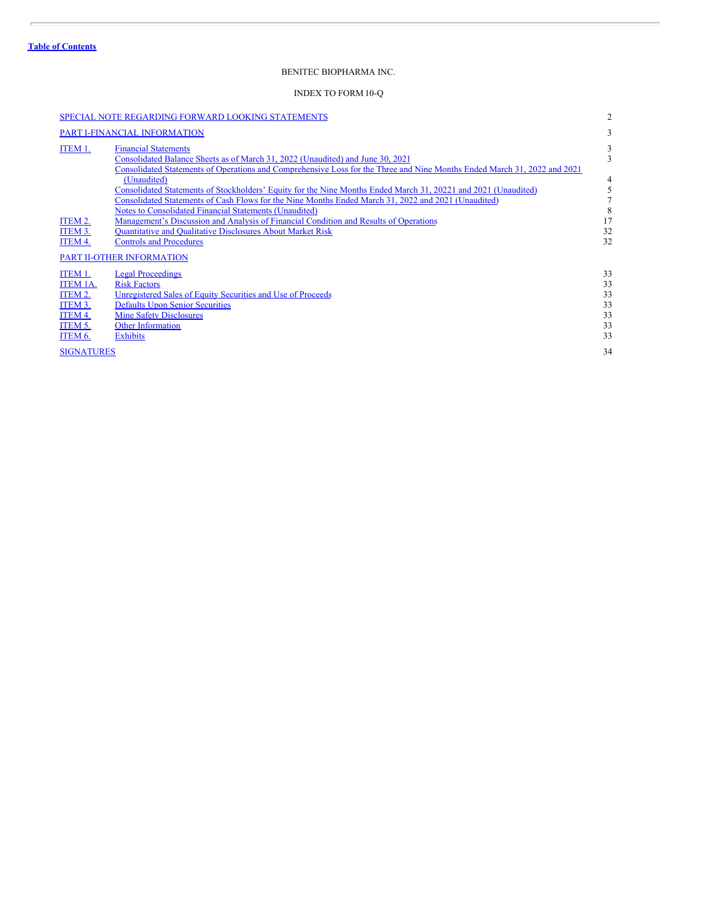Table of Contents

BENITEC BIOPHARMA INC.

INDEX TO FORM 10-Q

| | | |
|---|---|---|
| SPECIAL NOTE REGARDING FORWARD LOOKING STATEMENTS | | 2 |
| PART I-FINANCIAL INFORMATION | | 3 |
| ITEM 1. | Financial Statements | 3 |
| | Consolidated Balance Sheets as of March 31, 2022 (Unaudited) and June 30, 2021 | 3 |
| | Consolidated Statements of Operations and Comprehensive Loss for the Three and Nine Months Ended March 31, 2022 and 2021 (Unaudited) | 4 |
| | Consolidated Statements of Stockholders' Equity for the Nine Months Ended March 31, 20221 and 2021 (Unaudited) | 5 |
| | Consolidated Statements of Cash Flows for the Nine Months Ended March 31, 2022 and 2021 (Unaudited) | 7 |
| | Notes to Consolidated Financial Statements (Unaudited) | 8 |
| ITEM 2. | Management's Discussion and Analysis of Financial Condition and Results of Operations | 17 |
| ITEM 3. | Quantitative and Qualitative Disclosures About Market Risk | 32 |
| ITEM 4. | Controls and Procedures | 32 |
| PART II-OTHER INFORMATION | | |
| ITEM 1. | Legal Proceedings | 33 |
| ITEM 1A. | Risk Factors | 33 |
| ITEM 2. | Unregistered Sales of Equity Securities and Use of Proceeds | 33 |
| ITEM 3. | Defaults Upon Senior Securities | 33 |
| ITEM 4. | Mine Safety Disclosures | 33 |
| ITEM 5. | Other Information | 33 |
| ITEM 6. | Exhibits | 33 |
| SIGNATURES | | 34 |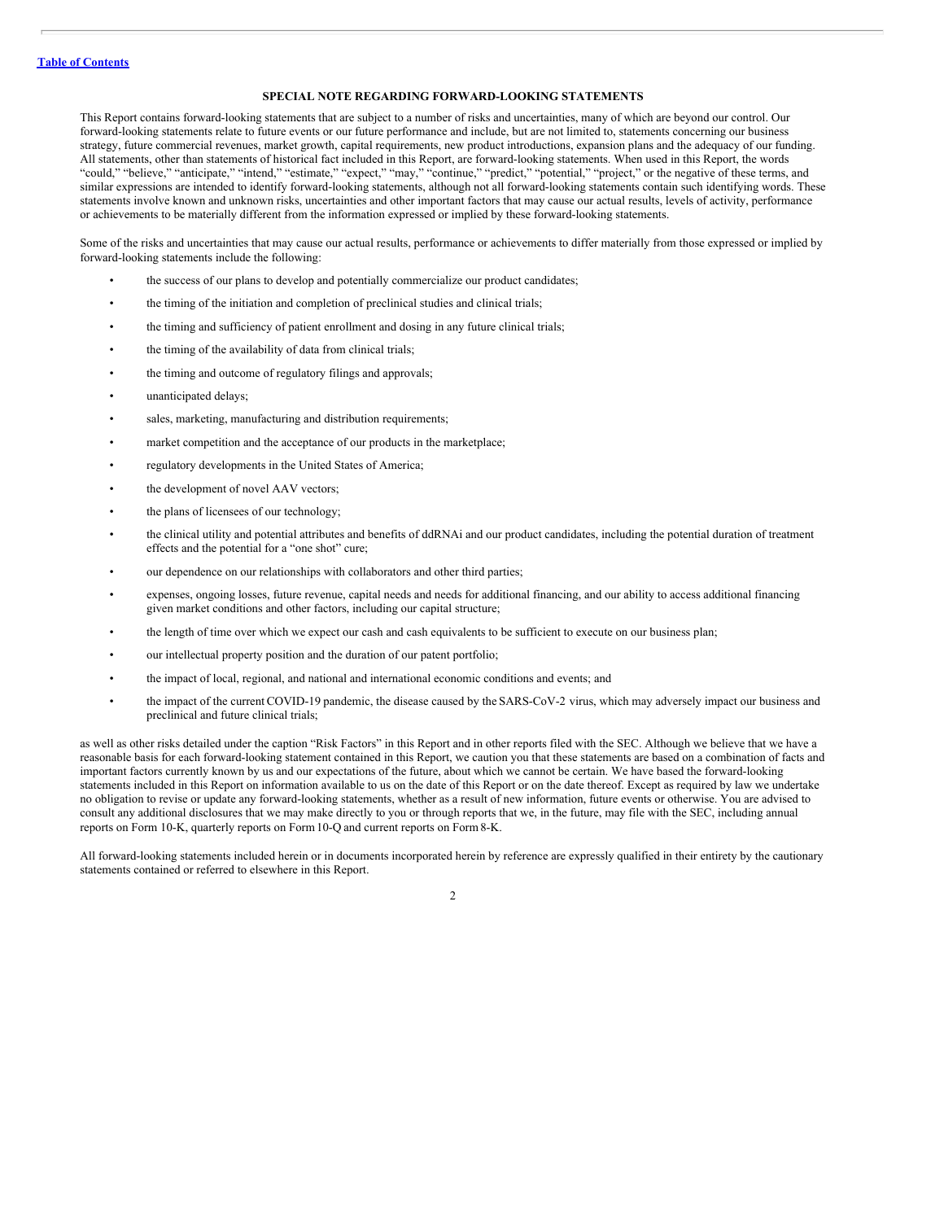## SPECIAL NOTE REGARDING FORWARD-LOOKING STATEMENTS

This Report contains forward-looking statements that are subject to a number of risks and uncertainties, many of which are beyond our control. Our forward-looking statements relate to future events or our future performance and include, but are not limited to, statements concerning our business strategy, future commercial revenues, market growth, capital requirements, new product introductions, expansion plans and the adequacy of our funding. All statements, other than statements of historical fact included in this Report, are forward-looking statements. When used in this Report, the words "could," "believe," "anticipate," "intend," "estimate," "expect," "may," "continue," "predict," "potential," "project," or the negative of these terms, and similar expressions are intended to identify forward-looking statements, although not all forward-looking statements contain such identifying words. These statements involve known and unknown risks, uncertainties and other important factors that may cause our actual results, levels of activity, performance or achievements to be materially different from the information expressed or implied by these forward-looking statements.

Some of the risks and uncertainties that may cause our actual results, performance or achievements to differ materially from those expressed or implied by forward-looking statements include the following:

- the success of our plans to develop and potentially commercialize our product candidates;
- the timing of the initiation and completion of preclinical studies and clinical trials;
- the timing and sufficiency of patient enrollment and dosing in any future clinical trials;
- the timing of the availability of data from clinical trials;
- the timing and outcome of regulatory filings and approvals;
- unanticipated delays;
- sales, marketing, manufacturing and distribution requirements;
- market competition and the acceptance of our products in the marketplace;
- regulatory developments in the United States of America;
- the development of novel AAV vectors;
- the plans of licensees of our technology;
- the clinical utility and potential attributes and benefits of ddRNAi and our product candidates, including the potential duration of treatment effects and the potential for a "one shot" cure;
- our dependence on our relationships with collaborators and other third parties;
- expenses, ongoing losses, future revenue, capital needs and needs for additional financing, and our ability to access additional financing given market conditions and other factors, including our capital structure;
- the length of time over which we expect our cash and cash equivalents to be sufficient to execute on our business plan;
- our intellectual property position and the duration of our patent portfolio;
- the impact of local, regional, and national and international economic conditions and events; and
- the impact of the current COVID-19 pandemic, the disease caused by the SARS-CoV-2 virus, which may adversely impact our business and preclinical and future clinical trials;

as well as other risks detailed under the caption "Risk Factors" in this Report and in other reports filed with the SEC. Although we believe that we have a reasonable basis for each forward-looking statement contained in this Report, we caution you that these statements are based on a combination of facts and important factors currently known by us and our expectations of the future, about which we cannot be certain. We have based the forward-looking statements included in this Report on information available to us on the date of this Report or on the date thereof. Except as required by law we undertake no obligation to revise or update any forward-looking statements, whether as a result of new information, future events or otherwise. You are advised to consult any additional disclosures that we may make directly to you or through reports that we, in the future, may file with the SEC, including annual reports on Form 10-K, quarterly reports on Form 10-Q and current reports on Form 8-K.

All forward-looking statements included herein or in documents incorporated herein by reference are expressly qualified in their entirety by the cautionary statements contained or referred to elsewhere in this Report.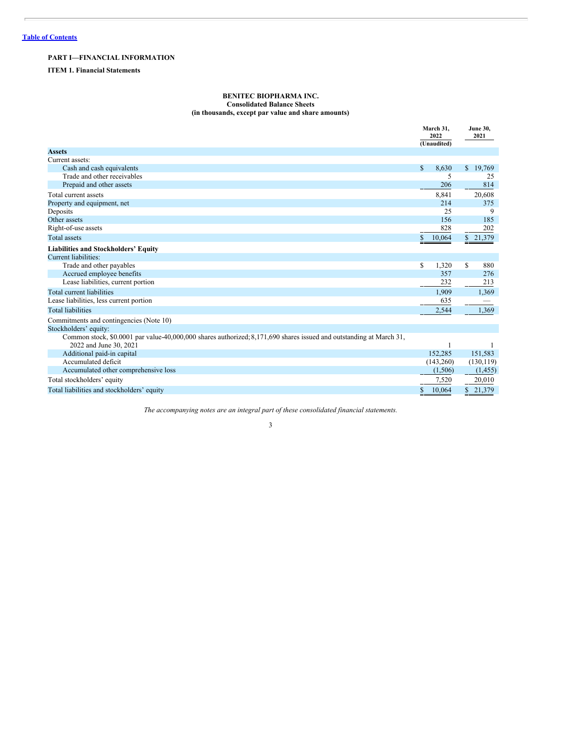[Table of Contents](#)

**PART I—FINANCIAL INFORMATION**

**ITEM 1. Financial Statements**

**BENITEC BIOPHARMA INC.**
**Consolidated Balance Sheets**
**(in thousands, except par value and share amounts)**

| | March 31, 2022 (Unaudited) | June 30, 2021 |
|---|---|---|
| **Assets** | | |
| Current assets: | | |
| Cash and cash equivalents | $ 8,630 | $ 19,769 |
| Trade and other receivables | 5 | 25 |
| Prepaid and other assets | 206 | 814 |
| Total current assets | 8,841 | 20,608 |
| Property and equipment, net | 214 | 375 |
| Deposits | 25 | 9 |
| Other assets | 156 | 185 |
| Right-of-use assets | 828 | 202 |
| Total assets | $ 10,064 | $ 21,379 |
| **Liabilities and Stockholders' Equity** | | |
| Current liabilities: | | |
| Trade and other payables | $ 1,320 | $ 880 |
| Accrued employee benefits | 357 | 276 |
| Lease liabilities, current portion | 232 | 213 |
| Total current liabilities | 1,909 | 1,369 |
| Lease liabilities, less current portion | 635 | — |
| Total liabilities | 2,544 | 1,369 |
| Commitments and contingencies (Note 10) | | |
| Stockholders' equity: | | |
| Common stock, $0.0001 par value-40,000,000 shares authorized; 8,171,690 shares issued and outstanding at March 31, 2022 and June 30, 2021 | 1 | 1 |
| Additional paid-in capital | 152,285 | 151,583 |
| Accumulated deficit | (143,260) | (130,119) |
| Accumulated other comprehensive loss | (1,506) | (1,455) |
| Total stockholders' equity | 7,520 | 20,010 |
| Total liabilities and stockholders' equity | $ 10,064 | $ 21,379 |

*The accompanying notes are an integral part of these consolidated financial statements.*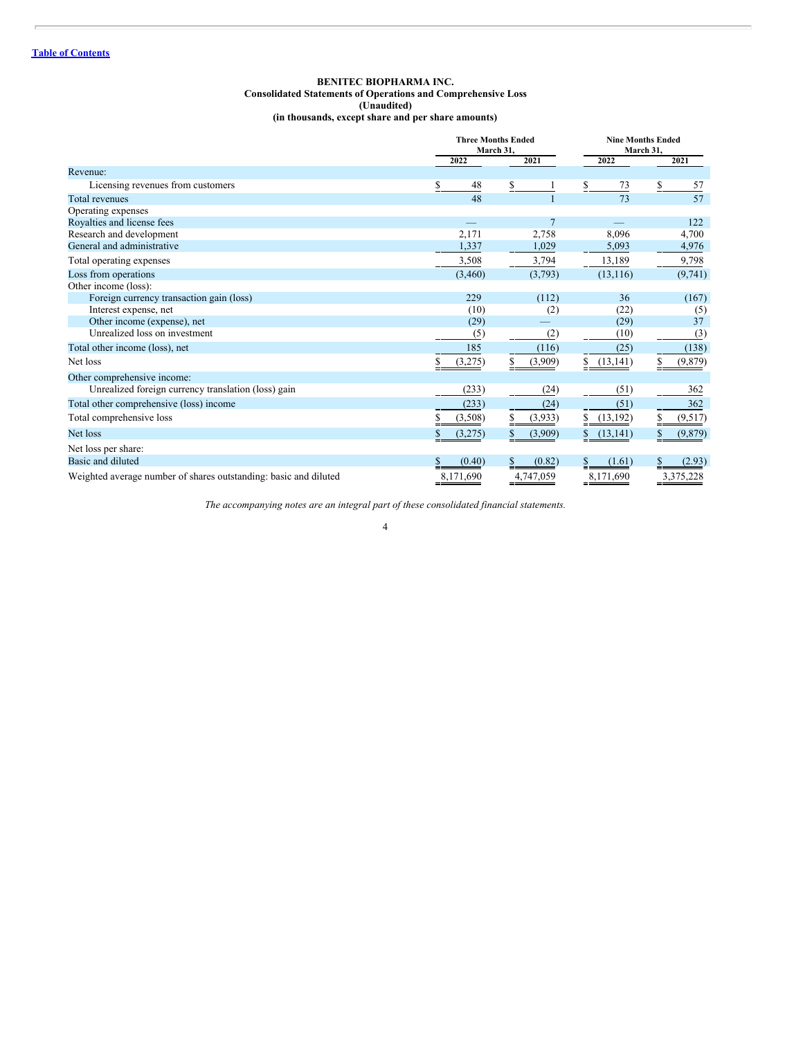[Table of Contents](#)

**BENITEC BIOPHARMA INC.**
**Consolidated Statements of Operations and Comprehensive Loss**
**(Unaudited)**
**(in thousands, except share and per share amounts)**

| | Three Months Ended March 31, | | Nine Months Ended March 31, | |
|---|---|---|---|---|
| | 2022 | 2021 | 2022 | 2021 |
| Revenue: | | | | |
| Licensing revenues from customers | $ 48 | $ 1 | $ 73 | $ 57 |
| Total revenues | 48 | 1 | 73 | 57 |
| Operating expenses | | | | |
| Royalties and license fees | — | 7 | — | 122 |
| Research and development | 2,171 | 2,758 | 8,096 | 4,700 |
| General and administrative | 1,337 | 1,029 | 5,093 | 4,976 |
| Total operating expenses | 3,508 | 3,794 | 13,189 | 9,798 |
| Loss from operations | (3,460) | (3,793) | (13,116) | (9,741) |
| Other income (loss): | | | | |
| Foreign currency transaction gain (loss) | 229 | (112) | 36 | (167) |
| Interest expense, net | (10) | (2) | (22) | (5) |
| Other income (expense), net | (29) | — | (29) | 37 |
| Unrealized loss on investment | (5) | (2) | (10) | (3) |
| Total other income (loss), net | 185 | (116) | (25) | (138) |
| Net loss | $ (3,275) | $ (3,909) | $ (13,141) | $ (9,879) |
| Other comprehensive income: | | | | |
| Unrealized foreign currency translation (loss) gain | (233) | (24) | (51) | 362 |
| Total other comprehensive (loss) income | (233) | (24) | (51) | 362 |
| Total comprehensive loss | $ (3,508) | $ (3,933) | $ (13,192) | $ (9,517) |
| Net loss | $ (3,275) | $ (3,909) | $ (13,141) | $ (9,879) |
| Net loss per share: | | | | |
| Basic and diluted | $ (0.40) | $ (0.82) | $ (1.61) | $ (2.93) |
| Weighted average number of shares outstanding: basic and diluted | 8,171,690 | 4,747,059 | 8,171,690 | 3,375,228 |

*The accompanying notes are an integral part of these consolidated financial statements.*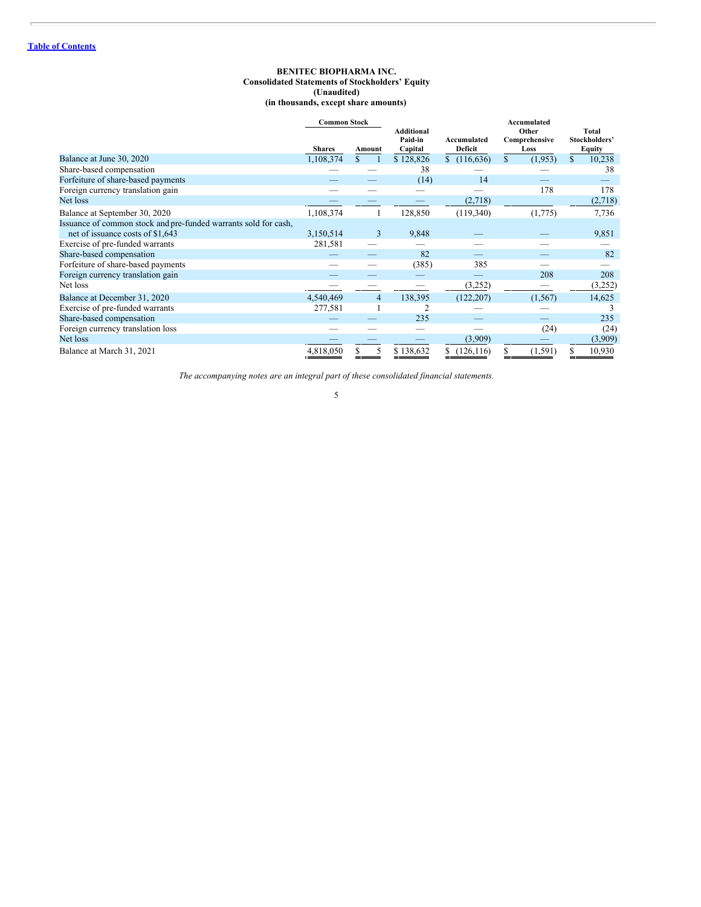[Table of Contents](#)

**BENITEC BIOPHARMA INC.**
**Consolidated Statements of Stockholders' Equity**
**(Unaudited)**
**(in thousands, except share amounts)**

| | Common Stock | | Additional Paid-in Capital | Accumulated Deficit | Accumulated Other Comprehensive Loss | Total Stockholders' Equity |
|---|---|---|---|---|---|---|
| | Shares | Amount | | | | |
| Balance at June 30, 2020 | 1,108,374 | $ 1 | $ 128,826 | $ (116,636) | $ (1,953) | $ 10,238 |
| Share-based compensation | — | — | 38 | — | — | 38 |
| Forfeiture of share-based payments | — | — | (14) | 14 | — | — |
| Foreign currency translation gain | — | — | — | — | 178 | 178 |
| Net loss | — | — | — | (2,718) | | (2,718) |
| Balance at September 30, 2020 | 1,108,374 | 1 | 128,850 | (119,340) | (1,775) | 7,736 |
| Issuance of common stock and pre-funded warrants sold for cash, net of issuance costs of $1,643 | 3,150,514 | 3 | 9,848 | — | — | 9,851 |
| Exercise of pre-funded warrants | 281,581 | — | — | — | — | — |
| Share-based compensation | — | — | 82 | — | — | 82 |
| Forfeiture of share-based payments | — | — | (385) | 385 | — | — |
| Foreign currency translation gain | — | — | — | — | 208 | 208 |
| Net loss | — | — | — | (3,252) | — | (3,252) |
| Balance at December 31, 2020 | 4,540,469 | 4 | 138,395 | (122,207) | (1,567) | 14,625 |
| Exercise of pre-funded warrants | 277,581 | 1 | 2 | — | — | 3 |
| Share-based compensation | — | — | 235 | — | — | 235 |
| Foreign currency translation loss | — | — | — | — | (24) | (24) |
| Net loss | — | — | — | (3,909) | — | (3,909) |
| Balance at March 31, 2021 | 4,818,050 | $ 5 | $ 138,632 | $ (126,116) | $ (1,591) | $ 10,930 |

*The accompanying notes are an integral part of these consolidated financial statements.*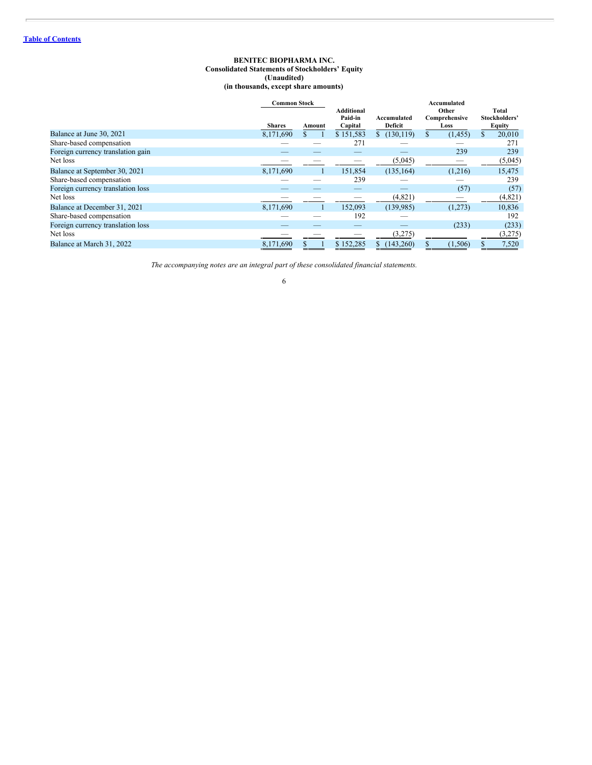[Table of Contents](#)

**BENITEC BIOPHARMA INC.**
**Consolidated Statements of Stockholders' Equity**
**(Unaudited)**
**(in thousands, except share amounts)**

| | Common Stock | | Additional Paid-in Capital | Accumulated Deficit | Accumulated Other Comprehensive Loss | Total Stockholders' Equity |
|---|---|---|---|---|---|---|
| | Shares | Amount | | | | |
| Balance at June 30, 2021 | 8,171,690 | $ 1 | $ 151,583 | $ (130,119) | $ (1,455) | $ 20,010 |
| Share-based compensation | — | — | 271 | — | — | 271 |
| Foreign currency translation gain | — | — | — | — | 239 | 239 |
| Net loss | — | — | — | (5,045) | — | (5,045) |
| Balance at September 30, 2021 | 8,171,690 | 1 | 151,854 | (135,164) | (1,216) | 15,475 |
| Share-based compensation | — | — | 239 | — | — | 239 |
| Foreign currency translation loss | — | — | — | — | (57) | (57) |
| Net loss | — | — | — | (4,821) | — | (4,821) |
| Balance at December 31, 2021 | 8,171,690 | 1 | 152,093 | (139,985) | (1,273) | 10,836 |
| Share-based compensation | — | — | 192 | — | | 192 |
| Foreign currency translation loss | — | — | — | — | (233) | (233) |
| Net loss | — | — | — | (3,275) | | (3,275) |
| Balance at March 31, 2022 | 8,171,690 | $ 1 | $ 152,285 | $ (143,260) | $ (1,506) | $ 7,520 |

*The accompanying notes are an integral part of these consolidated financial statements.*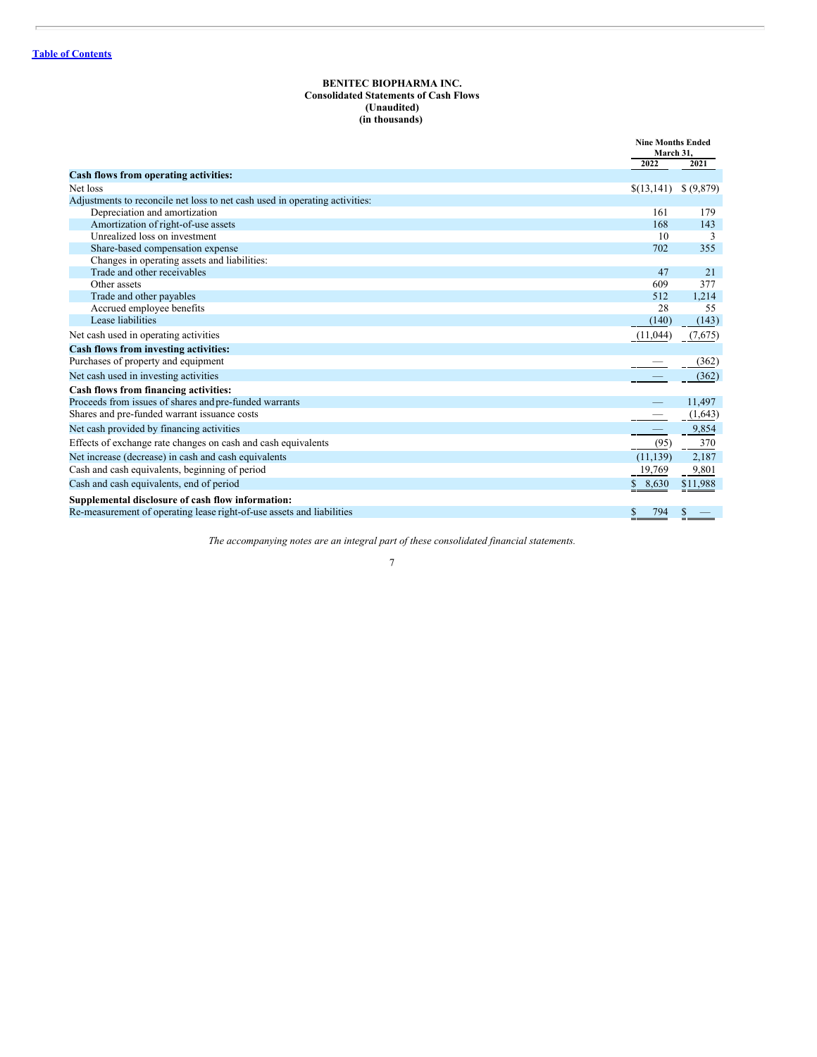**BENITEC BIOPHARMA INC.**
**Consolidated Statements of Cash Flows**
**(Unaudited)**
**(in thousands)**

| | Nine Months Ended March 31, | |
|---|---|---|
| | 2022 | 2021 |
| **Cash flows from operating activities:** | | |
| Net loss | $(13,141) | $ (9,879) |
| Adjustments to reconcile net loss to net cash used in operating activities: | | |
| Depreciation and amortization | 161 | 179 |
| Amortization of right-of-use assets | 168 | 143 |
| Unrealized loss on investment | 10 | 3 |
| Share-based compensation expense | 702 | 355 |
| Changes in operating assets and liabilities: | | |
| Trade and other receivables | 47 | 21 |
| Other assets | 609 | 377 |
| Trade and other payables | 512 | 1,214 |
| Accrued employee benefits | 28 | 55 |
| Lease liabilities | (140) | (143) |
| Net cash used in operating activities | (11,044) | (7,675) |
| **Cash flows from investing activities:** | | |
| Purchases of property and equipment | — | (362) |
| Net cash used in investing activities | — | (362) |
| **Cash flows from financing activities:** | | |
| Proceeds from issues of shares and pre-funded warrants | — | 11,497 |
| Shares and pre-funded warrant issuance costs | — | (1,643) |
| Net cash provided by financing activities | — | 9,854 |
| Effects of exchange rate changes on cash and cash equivalents | (95) | 370 |
| Net increase (decrease) in cash and cash equivalents | (11,139) | 2,187 |
| Cash and cash equivalents, beginning of period | 19,769 | 9,801 |
| Cash and cash equivalents, end of period | $ 8,630 | $11,988 |
| **Supplemental disclosure of cash flow information:** | | |
| Re-measurement of operating lease right-of-use assets and liabilities | $ 794 | $ — |

*The accompanying notes are an integral part of these consolidated financial statements.*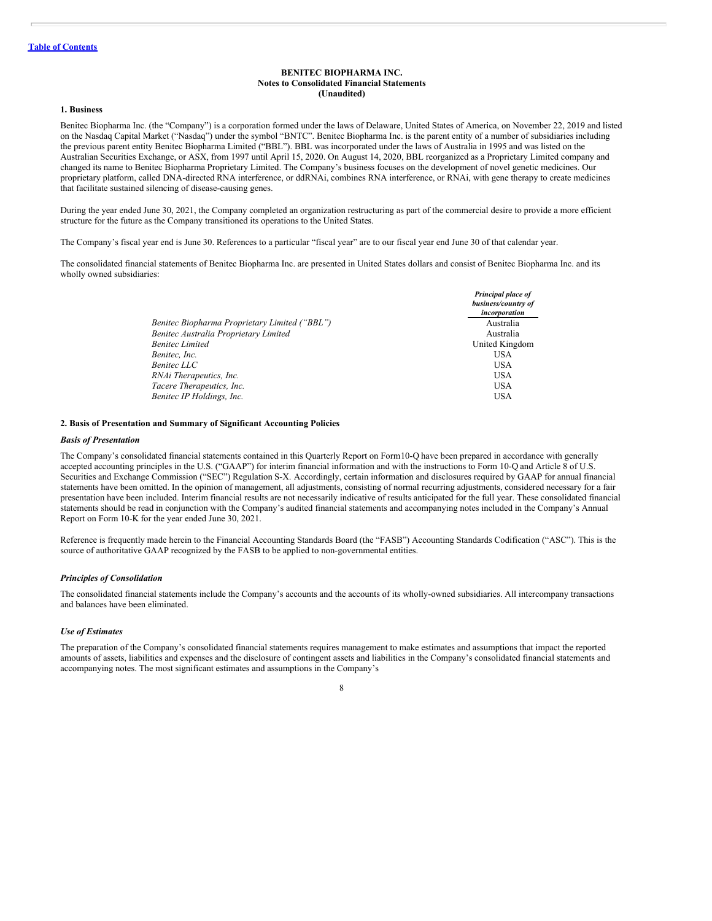**BENITEC BIOPHARMA INC.**
**Notes to Consolidated Financial Statements**
**(Unaudited)**

### 1. Business

Benitec Biopharma Inc. (the "Company") is a corporation formed under the laws of Delaware, United States of America, on November 22, 2019 and listed on the Nasdaq Capital Market ("Nasdaq") under the symbol "BNTC". Benitec Biopharma Inc. is the parent entity of a number of subsidiaries including the previous parent entity Benitec Biopharma Limited ("BBL"). BBL was incorporated under the laws of Australia in 1995 and was listed on the Australian Securities Exchange, or ASX, from 1997 until April 15, 2020. On August 14, 2020, BBL reorganized as a Proprietary Limited company and changed its name to Benitec Biopharma Proprietary Limited. The Company's business focuses on the development of novel genetic medicines. Our proprietary platform, called DNA-directed RNA interference, or ddRNAi, combines RNA interference, or RNAi, with gene therapy to create medicines that facilitate sustained silencing of disease-causing genes.

During the year ended June 30, 2021, the Company completed an organization restructuring as part of the commercial desire to provide a more efficient structure for the future as the Company transitioned its operations to the United States.

The Company's fiscal year end is June 30. References to a particular "fiscal year" are to our fiscal year end June 30 of that calendar year.

The consolidated financial statements of Benitec Biopharma Inc. are presented in United States dollars and consist of Benitec Biopharma Inc. and its wholly owned subsidiaries:

| | *Principal place of business/country of incorporation* |
|---|---|
| *Benitec Biopharma Proprietary Limited ("BBL")* | Australia |
| *Benitec Australia Proprietary Limited* | Australia |
| *Benitec Limited* | United Kingdom |
| *Benitec, Inc.* | USA |
| *Benitec LLC* | USA |
| *RNAi Therapeutics, Inc.* | USA |
| *Tacere Therapeutics, Inc.* | USA |
| *Benitec IP Holdings, Inc.* | USA |

### 2. Basis of Presentation and Summary of Significant Accounting Policies

***Basis of Presentation***

The Company's consolidated financial statements contained in this Quarterly Report on Form10-Q have been prepared in accordance with generally accepted accounting principles in the U.S. ("GAAP") for interim financial information and with the instructions to Form 10-Q and Article 8 of U.S. Securities and Exchange Commission ("SEC") Regulation S-X. Accordingly, certain information and disclosures required by GAAP for annual financial statements have been omitted. In the opinion of management, all adjustments, consisting of normal recurring adjustments, considered necessary for a fair presentation have been included. Interim financial results are not necessarily indicative of results anticipated for the full year. These consolidated financial statements should be read in conjunction with the Company's audited financial statements and accompanying notes included in the Company's Annual Report on Form 10-K for the year ended June 30, 2021.

Reference is frequently made herein to the Financial Accounting Standards Board (the "FASB") Accounting Standards Codification ("ASC"). This is the source of authoritative GAAP recognized by the FASB to be applied to non-governmental entities.

***Principles of Consolidation***

The consolidated financial statements include the Company's accounts and the accounts of its wholly-owned subsidiaries. All intercompany transactions and balances have been eliminated.

***Use of Estimates***

The preparation of the Company's consolidated financial statements requires management to make estimates and assumptions that impact the reported amounts of assets, liabilities and expenses and the disclosure of contingent assets and liabilities in the Company's consolidated financial statements and accompanying notes. The most significant estimates and assumptions in the Company's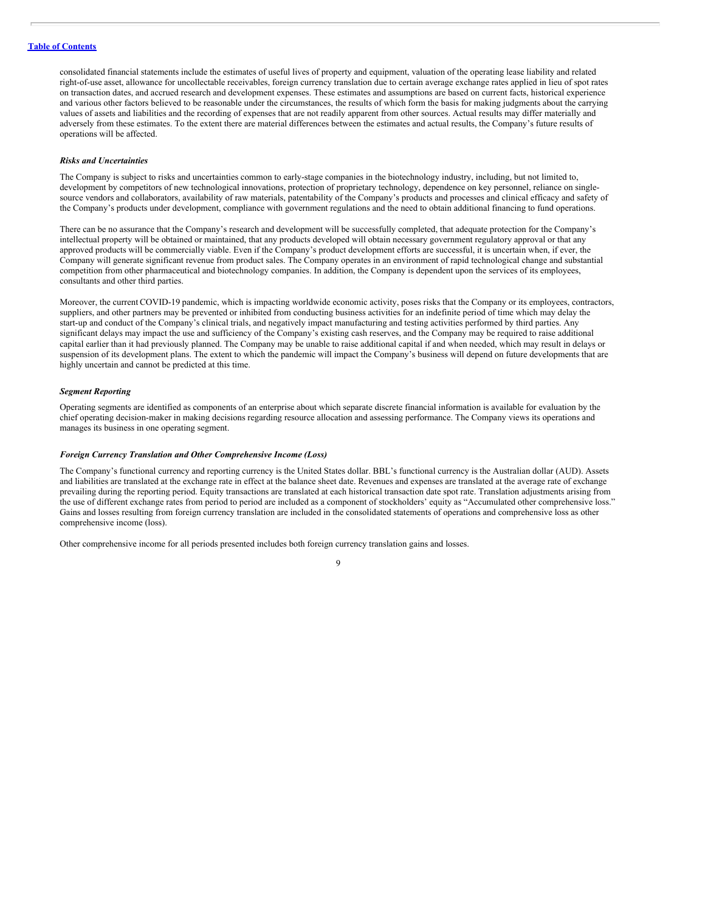consolidated financial statements include the estimates of useful lives of property and equipment, valuation of the operating lease liability and related right-of-use asset, allowance for uncollectable receivables, foreign currency translation due to certain average exchange rates applied in lieu of spot rates on transaction dates, and accrued research and development expenses. These estimates and assumptions are based on current facts, historical experience and various other factors believed to be reasonable under the circumstances, the results of which form the basis for making judgments about the carrying values of assets and liabilities and the recording of expenses that are not readily apparent from other sources. Actual results may differ materially and adversely from these estimates. To the extent there are material differences between the estimates and actual results, the Company's future results of operations will be affected.

***Risks and Uncertainties***

The Company is subject to risks and uncertainties common to early-stage companies in the biotechnology industry, including, but not limited to, development by competitors of new technological innovations, protection of proprietary technology, dependence on key personnel, reliance on single-source vendors and collaborators, availability of raw materials, patentability of the Company's products and processes and clinical efficacy and safety of the Company's products under development, compliance with government regulations and the need to obtain additional financing to fund operations.

There can be no assurance that the Company's research and development will be successfully completed, that adequate protection for the Company's intellectual property will be obtained or maintained, that any products developed will obtain necessary government regulatory approval or that any approved products will be commercially viable. Even if the Company's product development efforts are successful, it is uncertain when, if ever, the Company will generate significant revenue from product sales. The Company operates in an environment of rapid technological change and substantial competition from other pharmaceutical and biotechnology companies. In addition, the Company is dependent upon the services of its employees, consultants and other third parties.

Moreover, the current COVID-19 pandemic, which is impacting worldwide economic activity, poses risks that the Company or its employees, contractors, suppliers, and other partners may be prevented or inhibited from conducting business activities for an indefinite period of time which may delay the start-up and conduct of the Company's clinical trials, and negatively impact manufacturing and testing activities performed by third parties. Any significant delays may impact the use and sufficiency of the Company's existing cash reserves, and the Company may be required to raise additional capital earlier than it had previously planned. The Company may be unable to raise additional capital if and when needed, which may result in delays or suspension of its development plans. The extent to which the pandemic will impact the Company's business will depend on future developments that are highly uncertain and cannot be predicted at this time.

***Segment Reporting***

Operating segments are identified as components of an enterprise about which separate discrete financial information is available for evaluation by the chief operating decision-maker in making decisions regarding resource allocation and assessing performance. The Company views its operations and manages its business in one operating segment.

***Foreign Currency Translation and Other Comprehensive Income (Loss)***

The Company's functional currency and reporting currency is the United States dollar. BBL's functional currency is the Australian dollar (AUD). Assets and liabilities are translated at the exchange rate in effect at the balance sheet date. Revenues and expenses are translated at the average rate of exchange prevailing during the reporting period. Equity transactions are translated at each historical transaction date spot rate. Translation adjustments arising from the use of different exchange rates from period to period are included as a component of stockholders' equity as "Accumulated other comprehensive loss." Gains and losses resulting from foreign currency translation are included in the consolidated statements of operations and comprehensive loss as other comprehensive income (loss).

Other comprehensive income for all periods presented includes both foreign currency translation gains and losses.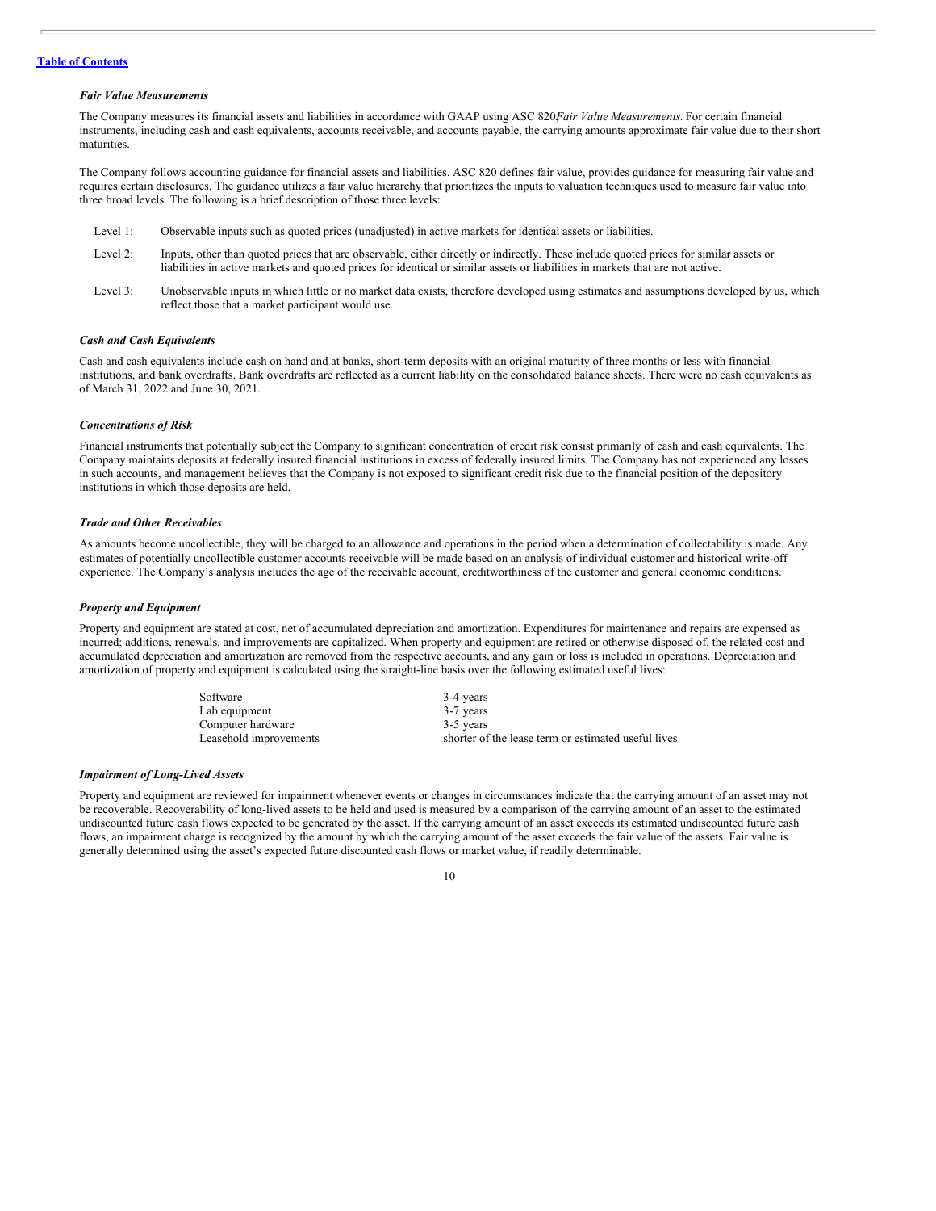[Table of Contents](#)

***Fair Value Measurements***

The Company measures its financial assets and liabilities in accordance with GAAP using ASC 820*Fair Value Measurements.* For certain financial instruments, including cash and cash equivalents, accounts receivable, and accounts payable, the carrying amounts approximate fair value due to their short maturities.

The Company follows accounting guidance for financial assets and liabilities. ASC 820 defines fair value, provides guidance for measuring fair value and requires certain disclosures. The guidance utilizes a fair value hierarchy that prioritizes the inputs to valuation techniques used to measure fair value into three broad levels. The following is a brief description of those three levels:

- Level 1: Observable inputs such as quoted prices (unadjusted) in active markets for identical assets or liabilities.
- Level 2: Inputs, other than quoted prices that are observable, either directly or indirectly. These include quoted prices for similar assets or liabilities in active markets and quoted prices for identical or similar assets or liabilities in markets that are not active.
- Level 3: Unobservable inputs in which little or no market data exists, therefore developed using estimates and assumptions developed by us, which reflect those that a market participant would use.

***Cash and Cash Equivalents***

Cash and cash equivalents include cash on hand and at banks, short-term deposits with an original maturity of three months or less with financial institutions, and bank overdrafts. Bank overdrafts are reflected as a current liability on the consolidated balance sheets. There were no cash equivalents as of March 31, 2022 and June 30, 2021.

***Concentrations of Risk***

Financial instruments that potentially subject the Company to significant concentration of credit risk consist primarily of cash and cash equivalents. The Company maintains deposits at federally insured financial institutions in excess of federally insured limits. The Company has not experienced any losses in such accounts, and management believes that the Company is not exposed to significant credit risk due to the financial position of the depository institutions in which those deposits are held.

***Trade and Other Receivables***

As amounts become uncollectible, they will be charged to an allowance and operations in the period when a determination of collectability is made. Any estimates of potentially uncollectible customer accounts receivable will be made based on an analysis of individual customer and historical write-off experience. The Company's analysis includes the age of the receivable account, creditworthiness of the customer and general economic conditions.

***Property and Equipment***

Property and equipment are stated at cost, net of accumulated depreciation and amortization. Expenditures for maintenance and repairs are expensed as incurred; additions, renewals, and improvements are capitalized. When property and equipment are retired or otherwise disposed of, the related cost and accumulated depreciation and amortization are removed from the respective accounts, and any gain or loss is included in operations. Depreciation and amortization of property and equipment is calculated using the straight-line basis over the following estimated useful lives:

| | |
|---|---|
| Software | 3-4 years |
| Lab equipment | 3-7 years |
| Computer hardware | 3-5 years |
| Leasehold improvements | shorter of the lease term or estimated useful lives |

***Impairment of Long-Lived Assets***

Property and equipment are reviewed for impairment whenever events or changes in circumstances indicate that the carrying amount of an asset may not be recoverable. Recoverability of long-lived assets to be held and used is measured by a comparison of the carrying amount of an asset to the estimated undiscounted future cash flows expected to be generated by the asset. If the carrying amount of an asset exceeds its estimated undiscounted future cash flows, an impairment charge is recognized by the amount by which the carrying amount of the asset exceeds the fair value of the assets. Fair value is generally determined using the asset's expected future discounted cash flows or market value, if readily determinable.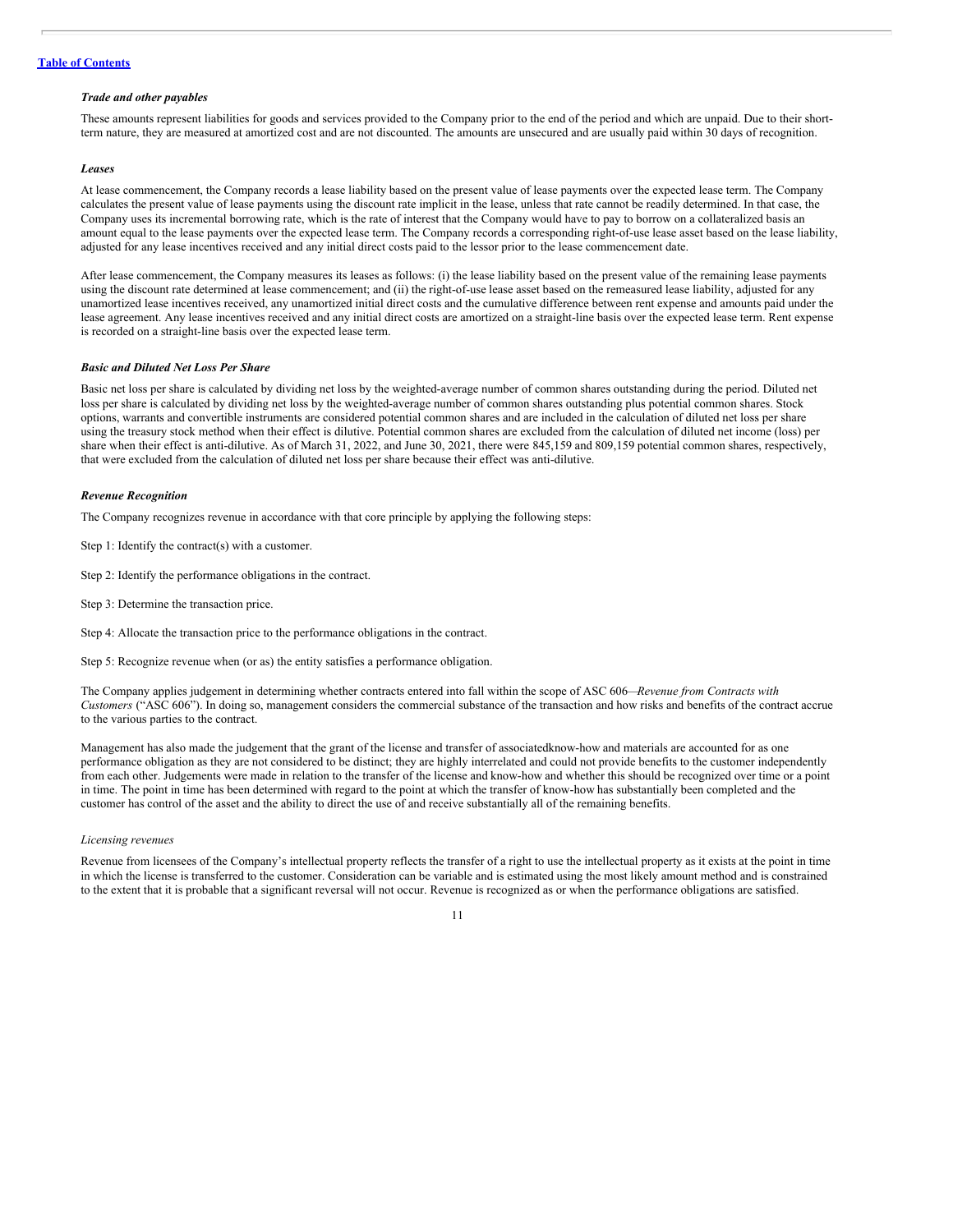***Trade and other payables***

These amounts represent liabilities for goods and services provided to the Company prior to the end of the period and which are unpaid. Due to their short-term nature, they are measured at amortized cost and are not discounted. The amounts are unsecured and are usually paid within 30 days of recognition.

***Leases***

At lease commencement, the Company records a lease liability based on the present value of lease payments over the expected lease term. The Company calculates the present value of lease payments using the discount rate implicit in the lease, unless that rate cannot be readily determined. In that case, the Company uses its incremental borrowing rate, which is the rate of interest that the Company would have to pay to borrow on a collateralized basis an amount equal to the lease payments over the expected lease term. The Company records a corresponding right-of-use lease asset based on the lease liability, adjusted for any lease incentives received and any initial direct costs paid to the lessor prior to the lease commencement date.

After lease commencement, the Company measures its leases as follows: (i) the lease liability based on the present value of the remaining lease payments using the discount rate determined at lease commencement; and (ii) the right-of-use lease asset based on the remeasured lease liability, adjusted for any unamortized lease incentives received, any unamortized initial direct costs and the cumulative difference between rent expense and amounts paid under the lease agreement. Any lease incentives received and any initial direct costs are amortized on a straight-line basis over the expected lease term. Rent expense is recorded on a straight-line basis over the expected lease term.

***Basic and Diluted Net Loss Per Share***

Basic net loss per share is calculated by dividing net loss by the weighted-average number of common shares outstanding during the period. Diluted net loss per share is calculated by dividing net loss by the weighted-average number of common shares outstanding plus potential common shares. Stock options, warrants and convertible instruments are considered potential common shares and are included in the calculation of diluted net loss per share using the treasury stock method when their effect is dilutive. Potential common shares are excluded from the calculation of diluted net income (loss) per share when their effect is anti-dilutive. As of March 31, 2022, and June 30, 2021, there were 845,159 and 809,159 potential common shares, respectively, that were excluded from the calculation of diluted net loss per share because their effect was anti-dilutive.

***Revenue Recognition***

The Company recognizes revenue in accordance with that core principle by applying the following steps:

Step 1: Identify the contract(s) with a customer.

Step 2: Identify the performance obligations in the contract.

Step 3: Determine the transaction price.

Step 4: Allocate the transaction price to the performance obligations in the contract.

Step 5: Recognize revenue when (or as) the entity satisfies a performance obligation.

The Company applies judgement in determining whether contracts entered into fall within the scope of ASC 606—*Revenue from Contracts with Customers* ("ASC 606"). In doing so, management considers the commercial substance of the transaction and how risks and benefits of the contract accrue to the various parties to the contract.

Management has also made the judgement that the grant of the license and transfer of associatedknow-how and materials are accounted for as one performance obligation as they are not considered to be distinct; they are highly interrelated and could not provide benefits to the customer independently from each other. Judgements were made in relation to the transfer of the license and know-how and whether this should be recognized over time or a point in time. The point in time has been determined with regard to the point at which the transfer of know-how has substantially been completed and the customer has control of the asset and the ability to direct the use of and receive substantially all of the remaining benefits.

*Licensing revenues*

Revenue from licensees of the Company's intellectual property reflects the transfer of a right to use the intellectual property as it exists at the point in time in which the license is transferred to the customer. Consideration can be variable and is estimated using the most likely amount method and is constrained to the extent that it is probable that a significant reversal will not occur. Revenue is recognized as or when the performance obligations are satisfied.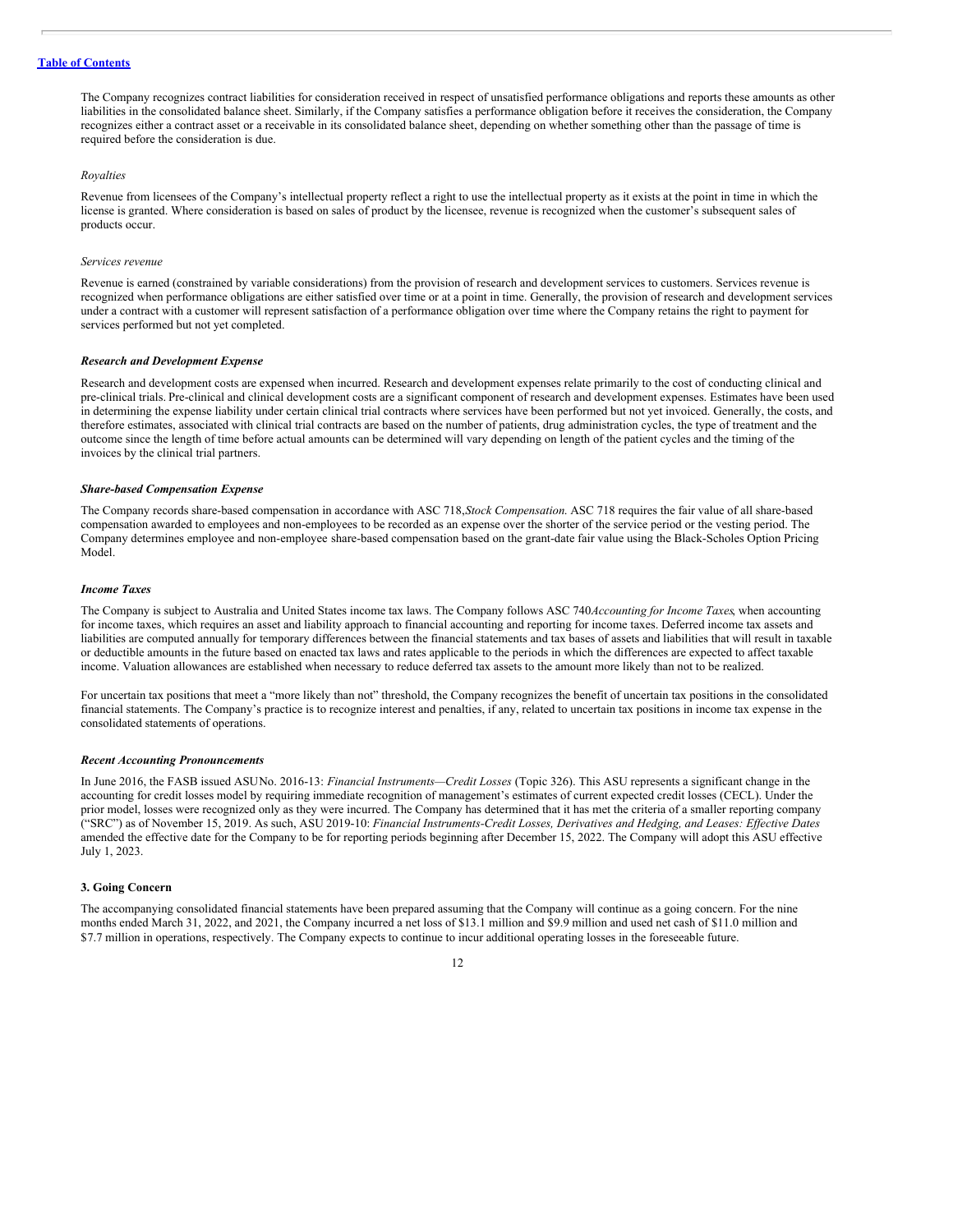The Company recognizes contract liabilities for consideration received in respect of unsatisfied performance obligations and reports these amounts as other liabilities in the consolidated balance sheet. Similarly, if the Company satisfies a performance obligation before it receives the consideration, the Company recognizes either a contract asset or a receivable in its consolidated balance sheet, depending on whether something other than the passage of time is required before the consideration is due.

*Royalties*

Revenue from licensees of the Company's intellectual property reflect a right to use the intellectual property as it exists at the point in time in which the license is granted. Where consideration is based on sales of product by the licensee, revenue is recognized when the customer's subsequent sales of products occur.

*Services revenue*

Revenue is earned (constrained by variable considerations) from the provision of research and development services to customers. Services revenue is recognized when performance obligations are either satisfied over time or at a point in time. Generally, the provision of research and development services under a contract with a customer will represent satisfaction of a performance obligation over time where the Company retains the right to payment for services performed but not yet completed.

***Research and Development Expense***

Research and development costs are expensed when incurred. Research and development expenses relate primarily to the cost of conducting clinical and pre-clinical trials. Pre-clinical and clinical development costs are a significant component of research and development expenses. Estimates have been used in determining the expense liability under certain clinical trial contracts where services have been performed but not yet invoiced. Generally, the costs, and therefore estimates, associated with clinical trial contracts are based on the number of patients, drug administration cycles, the type of treatment and the outcome since the length of time before actual amounts can be determined will vary depending on length of the patient cycles and the timing of the invoices by the clinical trial partners.

***Share-based Compensation Expense***

The Company records share-based compensation in accordance with ASC 718, *Stock Compensation.* ASC 718 requires the fair value of all share-based compensation awarded to employees and non-employees to be recorded as an expense over the shorter of the service period or the vesting period. The Company determines employee and non-employee share-based compensation based on the grant-date fair value using the Black-Scholes Option Pricing Model.

***Income Taxes***

The Company is subject to Australia and United States income tax laws. The Company follows ASC 740 *Accounting for Income Taxes*, when accounting for income taxes, which requires an asset and liability approach to financial accounting and reporting for income taxes. Deferred income tax assets and liabilities are computed annually for temporary differences between the financial statements and tax bases of assets and liabilities that will result in taxable or deductible amounts in the future based on enacted tax laws and rates applicable to the periods in which the differences are expected to affect taxable income. Valuation allowances are established when necessary to reduce deferred tax assets to the amount more likely than not to be realized.

For uncertain tax positions that meet a "more likely than not" threshold, the Company recognizes the benefit of uncertain tax positions in the consolidated financial statements. The Company's practice is to recognize interest and penalties, if any, related to uncertain tax positions in income tax expense in the consolidated statements of operations.

***Recent Accounting Pronouncements***

In June 2016, the FASB issued ASU No. 2016-13: *Financial Instruments—Credit Losses* (Topic 326). This ASU represents a significant change in the accounting for credit losses model by requiring immediate recognition of management's estimates of current expected credit losses (CECL). Under the prior model, losses were recognized only as they were incurred. The Company has determined that it has met the criteria of a smaller reporting company ("SRC") as of November 15, 2019. As such, ASU 2019-10: *Financial Instruments-Credit Losses, Derivatives and Hedging, and Leases: Effective Dates* amended the effective date for the Company to be for reporting periods beginning after December 15, 2022. The Company will adopt this ASU effective July 1, 2023.

**3. Going Concern**

The accompanying consolidated financial statements have been prepared assuming that the Company will continue as a going concern. For the nine months ended March 31, 2022, and 2021, the Company incurred a net loss of $13.1 million and $9.9 million and used net cash of $11.0 million and $7.7 million in operations, respectively. The Company expects to continue to incur additional operating losses in the foreseeable future.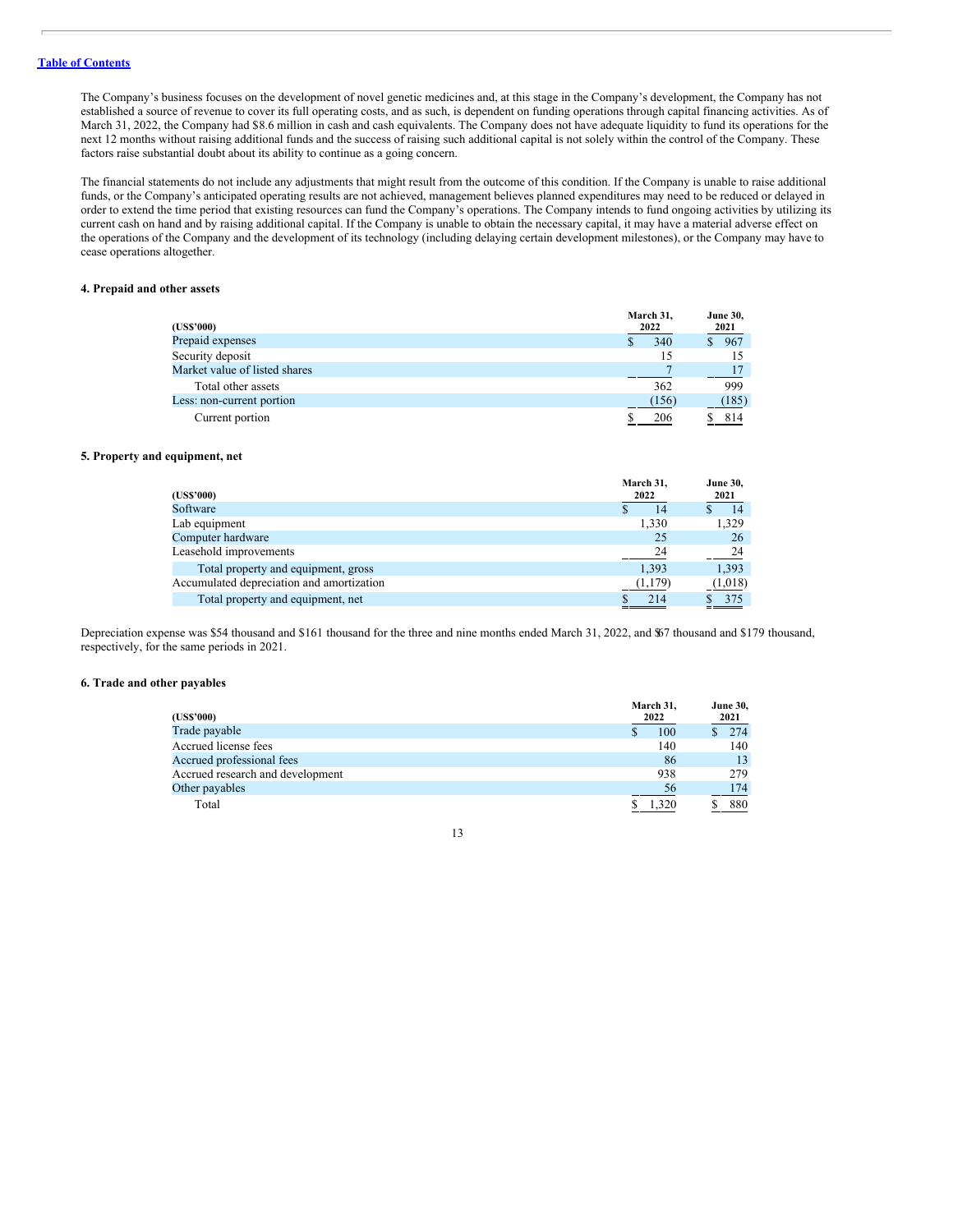The Company's business focuses on the development of novel genetic medicines and, at this stage in the Company's development, the Company has not established a source of revenue to cover its full operating costs, and as such, is dependent on funding operations through capital financing activities. As of March 31, 2022, the Company had $8.6 million in cash and cash equivalents. The Company does not have adequate liquidity to fund its operations for the next 12 months without raising additional funds and the success of raising such additional capital is not solely within the control of the Company. These factors raise substantial doubt about its ability to continue as a going concern.

The financial statements do not include any adjustments that might result from the outcome of this condition. If the Company is unable to raise additional funds, or the Company's anticipated operating results are not achieved, management believes planned expenditures may need to be reduced or delayed in order to extend the time period that existing resources can fund the Company's operations. The Company intends to fund ongoing activities by utilizing its current cash on hand and by raising additional capital. If the Company is unable to obtain the necessary capital, it may have a material adverse effect on the operations of the Company and the development of its technology (including delaying certain development milestones), or the Company may have to cease operations altogether.

### 4. Prepaid and other assets

| (US$'000) | March 31, 2022 | June 30, 2021 |
|---|---|---|
| Prepaid expenses | $ 340 | $ 967 |
| Security deposit | 15 | 15 |
| Market value of listed shares | 7 | 17 |
| Total other assets | 362 | 999 |
| Less: non-current portion | (156) | (185) |
| Current portion | $ 206 | $ 814 |

### 5. Property and equipment, net

| (US$'000) | March 31, 2022 | June 30, 2021 |
|---|---|---|
| Software | $ 14 | $ 14 |
| Lab equipment | 1,330 | 1,329 |
| Computer hardware | 25 | 26 |
| Leasehold improvements | 24 | 24 |
| Total property and equipment, gross | 1,393 | 1,393 |
| Accumulated depreciation and amortization | (1,179) | (1,018) |
| Total property and equipment, net | $ 214 | $ 375 |

Depreciation expense was $54 thousand and $161 thousand for the three and nine months ended March 31, 2022, and $67 thousand and $179 thousand, respectively, for the same periods in 2021.

### 6. Trade and other payables

| (US$'000) | March 31, 2022 | June 30, 2021 |
|---|---|---|
| Trade payable | $ 100 | $ 274 |
| Accrued license fees | 140 | 140 |
| Accrued professional fees | 86 | 13 |
| Accrued research and development | 938 | 279 |
| Other payables | 56 | 174 |
| Total | $ 1,320 | $ 880 |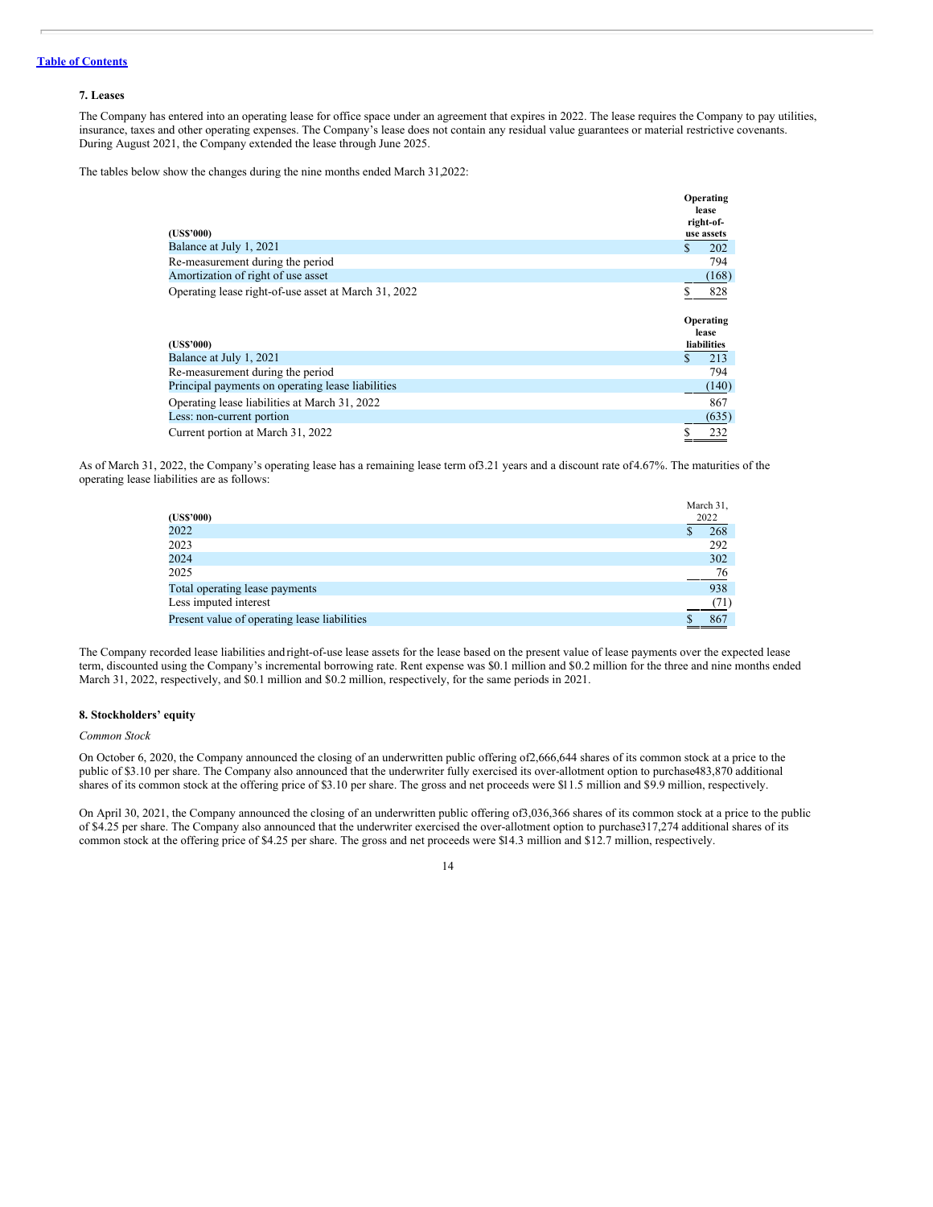[Table of Contents](#)

### 7. Leases

The Company has entered into an operating lease for office space under an agreement that expires in 2022. The lease requires the Company to pay utilities, insurance, taxes and other operating expenses. The Company's lease does not contain any residual value guarantees or material restrictive covenants. During August 2021, the Company extended the lease through June 2025.

The tables below show the changes during the nine months ended March 31,2022:

| (US$'000) | Operating lease right-of-use assets |
|---|---|
| Balance at July 1, 2021 | $ 202 |
| Re-measurement during the period | 794 |
| Amortization of right of use asset | (168) |
| Operating lease right-of-use asset at March 31, 2022 | $ 828 |

| (US$'000) | Operating lease liabilities |
|---|---|
| Balance at July 1, 2021 | $ 213 |
| Re-measurement during the period | 794 |
| Principal payments on operating lease liabilities | (140) |
| Operating lease liabilities at March 31, 2022 | 867 |
| Less: non-current portion | (635) |
| Current portion at March 31, 2022 | $ 232 |

As of March 31, 2022, the Company's operating lease has a remaining lease term of3.21 years and a discount rate of4.67%. The maturities of the operating lease liabilities are as follows:

| (US$'000) | March 31, 2022 |
|---|---|
| 2022 | $ 268 |
| 2023 | 292 |
| 2024 | 302 |
| 2025 | 76 |
| Total operating lease payments | 938 |
| Less imputed interest | (71) |
| Present value of operating lease liabilities | $ 867 |

The Company recorded lease liabilities and right-of-use lease assets for the lease based on the present value of lease payments over the expected lease term, discounted using the Company's incremental borrowing rate. Rent expense was $0.1 million and $0.2 million for the three and nine months ended March 31, 2022, respectively, and $0.1 million and $0.2 million, respectively, for the same periods in 2021.

### 8. Stockholders' equity

*Common Stock*

On October 6, 2020, the Company announced the closing of an underwritten public offering of2,666,644 shares of its common stock at a price to the public of $3.10 per share. The Company also announced that the underwriter fully exercised its over-allotment option to purchase483,870 additional shares of its common stock at the offering price of $3.10 per share. The gross and net proceeds were $11.5 million and $9.9 million, respectively.

On April 30, 2021, the Company announced the closing of an underwritten public offering of3,036,366 shares of its common stock at a price to the public of $4.25 per share. The Company also announced that the underwriter exercised the over-allotment option to purchase317,274 additional shares of its common stock at the offering price of $4.25 per share. The gross and net proceeds were $14.3 million and $12.7 million, respectively.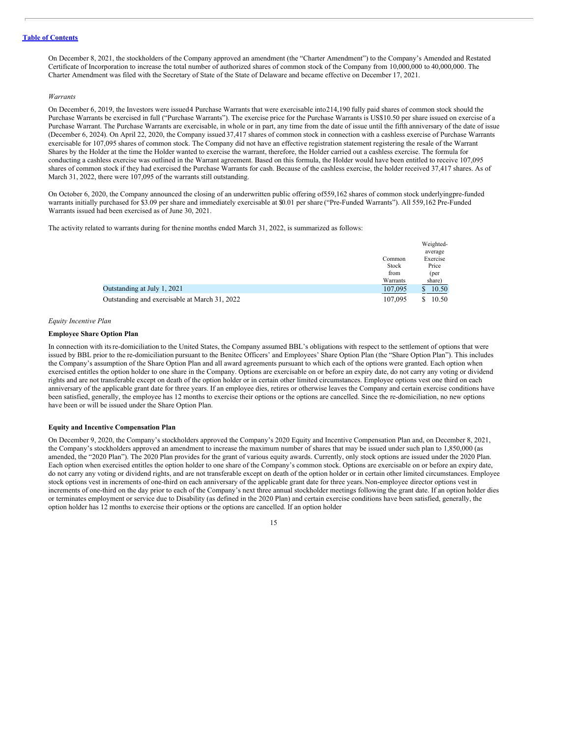On December 8, 2021, the stockholders of the Company approved an amendment (the "Charter Amendment") to the Company's Amended and Restated Certificate of Incorporation to increase the total number of authorized shares of common stock of the Company from 10,000,000 to 40,000,000. The Charter Amendment was filed with the Secretary of State of the State of Delaware and became effective on December 17, 2021.

*Warrants*

On December 6, 2019, the Investors were issued4 Purchase Warrants that were exercisable into214,190 fully paid shares of common stock should the Purchase Warrants be exercised in full ("Purchase Warrants"). The exercise price for the Purchase Warrants is US$10.50 per share issued on exercise of a Purchase Warrant. The Purchase Warrants are exercisable, in whole or in part, any time from the date of issue until the fifth anniversary of the date of issue (December 6, 2024). On April 22, 2020, the Company issued 37,417 shares of common stock in connection with a cashless exercise of Purchase Warrants exercisable for 107,095 shares of common stock. The Company did not have an effective registration statement registering the resale of the Warrant Shares by the Holder at the time the Holder wanted to exercise the warrant, therefore, the Holder carried out a cashless exercise. The formula for conducting a cashless exercise was outlined in the Warrant agreement. Based on this formula, the Holder would have been entitled to receive 107,095 shares of common stock if they had exercised the Purchase Warrants for cash. Because of the cashless exercise, the holder received 37,417 shares. As of March 31, 2022, there were 107,095 of the warrants still outstanding.

On October 6, 2020, the Company announced the closing of an underwritten public offering of559,162 shares of common stock underlyingpre-funded warrants initially purchased for $3.09 per share and immediately exercisable at $0.01 per share ("Pre-Funded Warrants"). All 559,162 Pre-Funded Warrants issued had been exercised as of June 30, 2021.

The activity related to warrants during for thenine months ended March 31, 2022, is summarized as follows:

| | Common Stock from Warrants | Weighted-average Exercise Price (per share) |
|---|---|---|
| Outstanding at July 1, 2021 | 107,095 | $ 10.50 |
| Outstanding and exercisable at March 31, 2022 | 107,095 | $ 10.50 |

*Equity Incentive Plan*

**Employee Share Option Plan**

In connection with its re-domiciliation to the United States, the Company assumed BBL's obligations with respect to the settlement of options that were issued by BBL prior to the re-domiciliation pursuant to the Benitec Officers' and Employees' Share Option Plan (the "Share Option Plan"). This includes the Company's assumption of the Share Option Plan and all award agreements pursuant to which each of the options were granted. Each option when exercised entitles the option holder to one share in the Company. Options are exercisable on or before an expiry date, do not carry any voting or dividend rights and are not transferable except on death of the option holder or in certain other limited circumstances. Employee options vest one third on each anniversary of the applicable grant date for three years. If an employee dies, retires or otherwise leaves the Company and certain exercise conditions have been satisfied, generally, the employee has 12 months to exercise their options or the options are cancelled. Since the re-domiciliation, no new options have been or will be issued under the Share Option Plan.

**Equity and Incentive Compensation Plan**

On December 9, 2020, the Company's stockholders approved the Company's 2020 Equity and Incentive Compensation Plan and, on December 8, 2021, the Company's stockholders approved an amendment to increase the maximum number of shares that may be issued under such plan to 1,850,000 (as amended, the "2020 Plan"). The 2020 Plan provides for the grant of various equity awards. Currently, only stock options are issued under the 2020 Plan. Each option when exercised entitles the option holder to one share of the Company's common stock. Options are exercisable on or before an expiry date, do not carry any voting or dividend rights, and are not transferable except on death of the option holder or in certain other limited circumstances. Employee stock options vest in increments of one-third on each anniversary of the applicable grant date for three years. Non-employee director options vest in increments of one-third on the day prior to each of the Company's next three annual stockholder meetings following the grant date. If an option holder dies or terminates employment or service due to Disability (as defined in the 2020 Plan) and certain exercise conditions have been satisfied, generally, the option holder has 12 months to exercise their options or the options are cancelled. If an option holder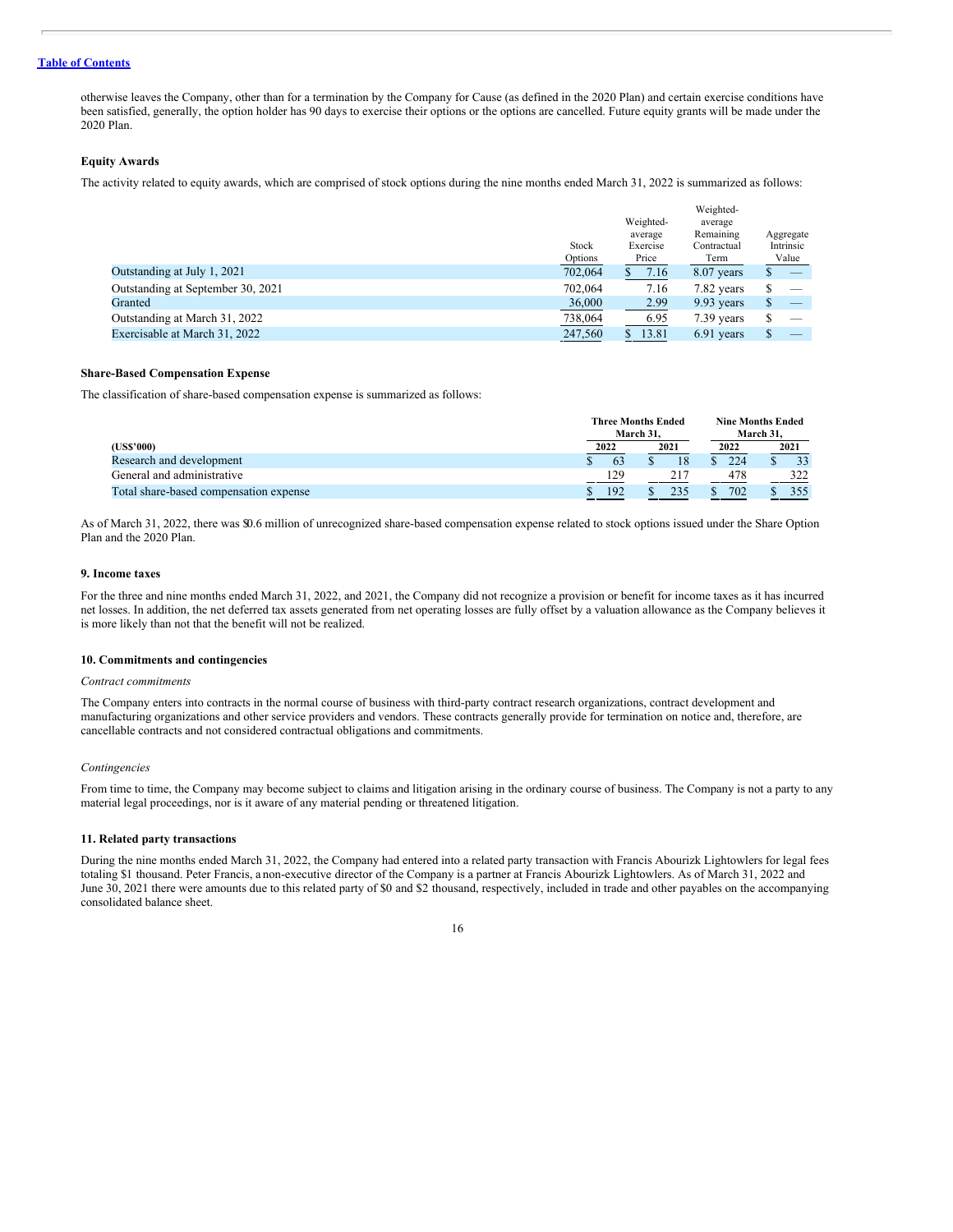otherwise leaves the Company, other than for a termination by the Company for Cause (as defined in the 2020 Plan) and certain exercise conditions have been satisfied, generally, the option holder has 90 days to exercise their options or the options are cancelled. Future equity grants will be made under the 2020 Plan.

### Equity Awards

The activity related to equity awards, which are comprised of stock options during the nine months ended March 31, 2022 is summarized as follows:

| | Stock Options | Weighted-average Exercise Price | Weighted-average Remaining Contractual Term | Aggregate Intrinsic Value |
|---|---|---|---|---|
| Outstanding at July 1, 2021 | 702,064 | $ 7.16 | 8.07 years | $ — |
| Outstanding at September 30, 2021 | 702,064 | 7.16 | 7.82 years | $ — |
| Granted | 36,000 | 2.99 | 9.93 years | $ — |
| Outstanding at March 31, 2022 | 738,064 | 6.95 | 7.39 years | $ — |
| Exercisable at March 31, 2022 | 247,560 | $ 13.81 | 6.91 years | $ — |

### Share-Based Compensation Expense

The classification of share-based compensation expense is summarized as follows:

| | Three Months Ended March 31, | | Nine Months Ended March 31, | |
|---|---|---|---|---|
| **(US$'000)** | **2022** | **2021** | **2022** | **2021** |
| Research and development | $ 63 | $ 18 | $ 224 | $ 33 |
| General and administrative | 129 | 217 | 478 | 322 |
| Total share-based compensation expense | $ 192 | $ 235 | $ 702 | $ 355 |

As of March 31, 2022, there was $0.6 million of unrecognized share-based compensation expense related to stock options issued under the Share Option Plan and the 2020 Plan.

### 9. Income taxes

For the three and nine months ended March 31, 2022, and 2021, the Company did not recognize a provision or benefit for income taxes as it has incurred net losses. In addition, the net deferred tax assets generated from net operating losses are fully offset by a valuation allowance as the Company believes it is more likely than not that the benefit will not be realized.

### 10. Commitments and contingencies

*Contract commitments*

The Company enters into contracts in the normal course of business with third-party contract research organizations, contract development and manufacturing organizations and other service providers and vendors. These contracts generally provide for termination on notice and, therefore, are cancellable contracts and not considered contractual obligations and commitments.

*Contingencies*

From time to time, the Company may become subject to claims and litigation arising in the ordinary course of business. The Company is not a party to any material legal proceedings, nor is it aware of any material pending or threatened litigation.

### 11. Related party transactions

During the nine months ended March 31, 2022, the Company had entered into a related party transaction with Francis Abourizk Lightowlers for legal fees totaling $1 thousand. Peter Francis, a non-executive director of the Company is a partner at Francis Abourizk Lightowlers. As of March 31, 2022 and June 30, 2021 there were amounts due to this related party of $0 and $2 thousand, respectively, included in trade and other payables on the accompanying consolidated balance sheet.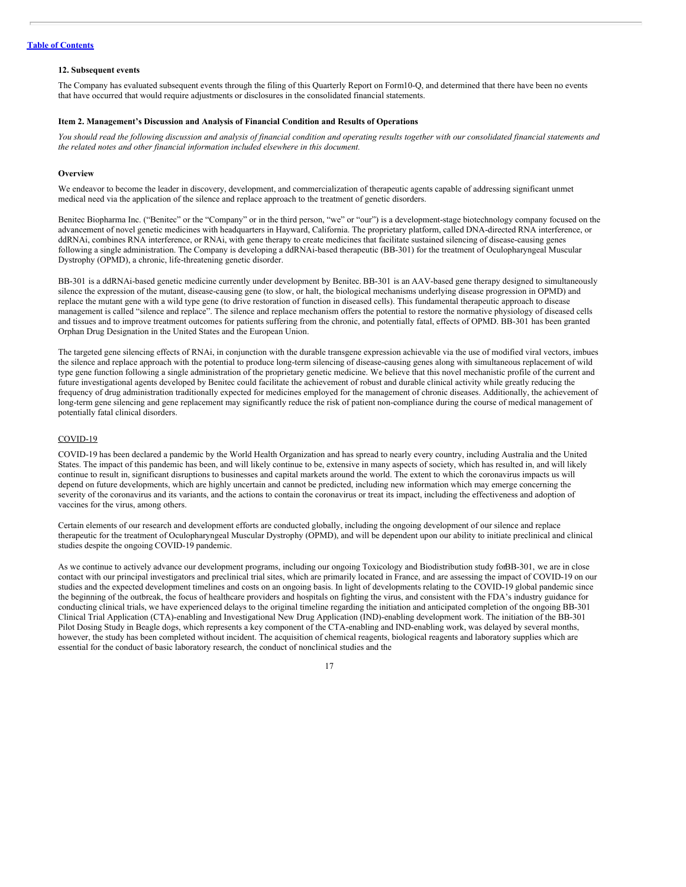### 12. Subsequent events

The Company has evaluated subsequent events through the filing of this Quarterly Report on Form10-Q, and determined that there have been no events that have occurred that would require adjustments or disclosures in the consolidated financial statements.

### Item 2. Management's Discussion and Analysis of Financial Condition and Results of Operations

*You should read the following discussion and analysis of financial condition and operating results together with our consolidated financial statements and the related notes and other financial information included elsewhere in this document.*

### Overview

We endeavor to become the leader in discovery, development, and commercialization of therapeutic agents capable of addressing significant unmet medical need via the application of the silence and replace approach to the treatment of genetic disorders.

Benitec Biopharma Inc. ("Benitec" or the "Company" or in the third person, "we" or "our") is a development-stage biotechnology company focused on the advancement of novel genetic medicines with headquarters in Hayward, California. The proprietary platform, called DNA-directed RNA interference, or ddRNAi, combines RNA interference, or RNAi, with gene therapy to create medicines that facilitate sustained silencing of disease-causing genes following a single administration. The Company is developing a ddRNAi-based therapeutic (BB-301) for the treatment of Oculopharyngeal Muscular Dystrophy (OPMD), a chronic, life-threatening genetic disorder.

BB-301 is a ddRNAi-based genetic medicine currently under development by Benitec. BB-301 is an AAV-based gene therapy designed to simultaneously silence the expression of the mutant, disease-causing gene (to slow, or halt, the biological mechanisms underlying disease progression in OPMD) and replace the mutant gene with a wild type gene (to drive restoration of function in diseased cells). This fundamental therapeutic approach to disease management is called "silence and replace". The silence and replace mechanism offers the potential to restore the normative physiology of diseased cells and tissues and to improve treatment outcomes for patients suffering from the chronic, and potentially fatal, effects of OPMD. BB-301 has been granted Orphan Drug Designation in the United States and the European Union.

The targeted gene silencing effects of RNAi, in conjunction with the durable transgene expression achievable via the use of modified viral vectors, imbues the silence and replace approach with the potential to produce long-term silencing of disease-causing genes along with simultaneous replacement of wild type gene function following a single administration of the proprietary genetic medicine. We believe that this novel mechanistic profile of the current and future investigational agents developed by Benitec could facilitate the achievement of robust and durable clinical activity while greatly reducing the frequency of drug administration traditionally expected for medicines employed for the management of chronic diseases. Additionally, the achievement of long-term gene silencing and gene replacement may significantly reduce the risk of patient non-compliance during the course of medical management of potentially fatal clinical disorders.

COVID-19

COVID-19 has been declared a pandemic by the World Health Organization and has spread to nearly every country, including Australia and the United States. The impact of this pandemic has been, and will likely continue to be, extensive in many aspects of society, which has resulted in, and will likely continue to result in, significant disruptions to businesses and capital markets around the world. The extent to which the coronavirus impacts us will depend on future developments, which are highly uncertain and cannot be predicted, including new information which may emerge concerning the severity of the coronavirus and its variants, and the actions to contain the coronavirus or treat its impact, including the effectiveness and adoption of vaccines for the virus, among others.

Certain elements of our research and development efforts are conducted globally, including the ongoing development of our silence and replace therapeutic for the treatment of Oculopharyngeal Muscular Dystrophy (OPMD), and will be dependent upon our ability to initiate preclinical and clinical studies despite the ongoing COVID-19 pandemic.

As we continue to actively advance our development programs, including our ongoing Toxicology and Biodistribution study forBB-301, we are in close contact with our principal investigators and preclinical trial sites, which are primarily located in France, and are assessing the impact of COVID-19 on our studies and the expected development timelines and costs on an ongoing basis. In light of developments relating to the COVID-19 global pandemic since the beginning of the outbreak, the focus of healthcare providers and hospitals on fighting the virus, and consistent with the FDA's industry guidance for conducting clinical trials, we have experienced delays to the original timeline regarding the initiation and anticipated completion of the ongoing BB-301 Clinical Trial Application (CTA)-enabling and Investigational New Drug Application (IND)-enabling development work. The initiation of the BB-301 Pilot Dosing Study in Beagle dogs, which represents a key component of the CTA-enabling and IND-enabling work, was delayed by several months, however, the study has been completed without incident. The acquisition of chemical reagents, biological reagents and laboratory supplies which are essential for the conduct of basic laboratory research, the conduct of nonclinical studies and the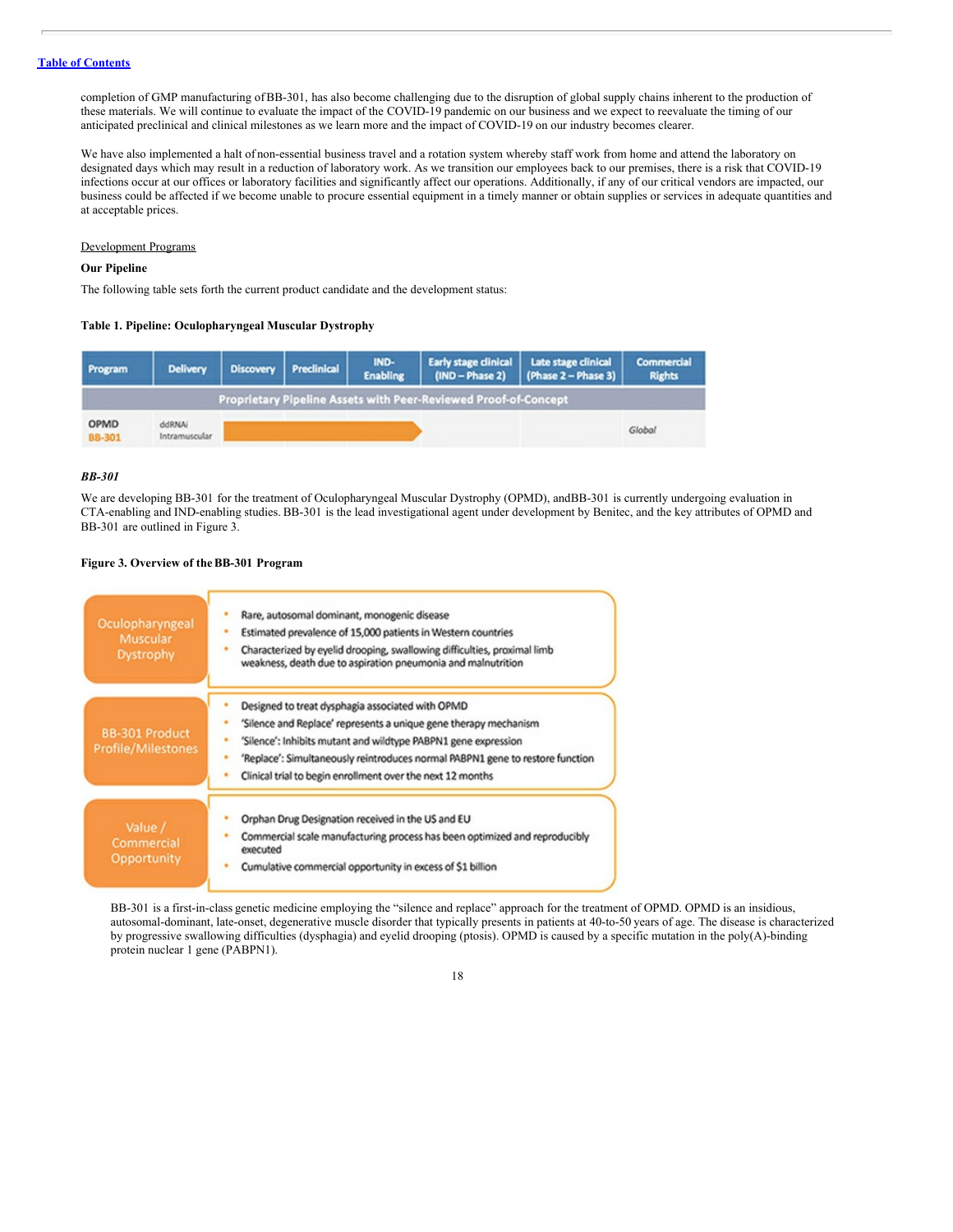completion of GMP manufacturing of BB-301, has also become challenging due to the disruption of global supply chains inherent to the production of these materials. We will continue to evaluate the impact of the COVID-19 pandemic on our business and we expect to reevaluate the timing of our anticipated preclinical and clinical milestones as we learn more and the impact of COVID-19 on our industry becomes clearer.

We have also implemented a halt of non-essential business travel and a rotation system whereby staff work from home and attend the laboratory on designated days which may result in a reduction of laboratory work. As we transition our employees back to our premises, there is a risk that COVID-19 infections occur at our offices or laboratory facilities and significantly affect our operations. Additionally, if any of our critical vendors are impacted, our business could be affected if we become unable to procure essential equipment in a timely manner or obtain supplies or services in adequate quantities and at acceptable prices.

Development Programs

**Our Pipeline**

The following table sets forth the current product candidate and the development status:

**Table 1. Pipeline: Oculopharyngeal Muscular Dystrophy**

| Program | Delivery | Discovery | Preclinical | IND-Enabling | Early stage clinical (IND – Phase 2) | Late stage clinical (Phase 2 – Phase 3) | Commercial Rights |
|---|---|---|---|---|---|---|---|
| Proprietary Pipeline Assets with Peer-Reviewed Proof-of-Concept | | | | | | | |
| OPMD BB-301 | ddRNAi Intramuscular | ▬ | ▬ | ▶ | | | Global |

### *BB-301*

We are developing BB-301 for the treatment of Oculopharyngeal Muscular Dystrophy (OPMD), and BB-301 is currently undergoing evaluation in CTA-enabling and IND-enabling studies. BB-301 is the lead investigational agent under development by Benitec, and the key attributes of OPMD and BB-301 are outlined in Figure 3.

**Figure 3. Overview of the BB-301 Program**

**Oculopharyngeal Muscular Dystrophy**
- Rare, autosomal dominant, monogenic disease
- Estimated prevalence of 15,000 patients in Western countries
- Characterized by eyelid drooping, swallowing difficulties, proximal limb weakness, death due to aspiration pneumonia and malnutrition

**BB-301 Product Profile/Milestones**
- Designed to treat dysphagia associated with OPMD
- 'Silence and Replace' represents a unique gene therapy mechanism
- 'Silence': Inhibits mutant and wildtype PABPN1 gene expression
- 'Replace': Simultaneously reintroduces normal PABPN1 gene to restore function
- Clinical trial to begin enrollment over the next 12 months

**Value / Commercial Opportunity**
- Orphan Drug Designation received in the US and EU
- Commercial scale manufacturing process has been optimized and reproducibly executed
- Cumulative commercial opportunity in excess of $1 billion

BB-301 is a first-in-class genetic medicine employing the "silence and replace" approach for the treatment of OPMD. OPMD is an insidious, autosomal-dominant, late-onset, degenerative muscle disorder that typically presents in patients at 40-to-50 years of age. The disease is characterized by progressive swallowing difficulties (dysphagia) and eyelid drooping (ptosis). OPMD is caused by a specific mutation in the poly(A)-binding protein nuclear 1 gene (PABPN1).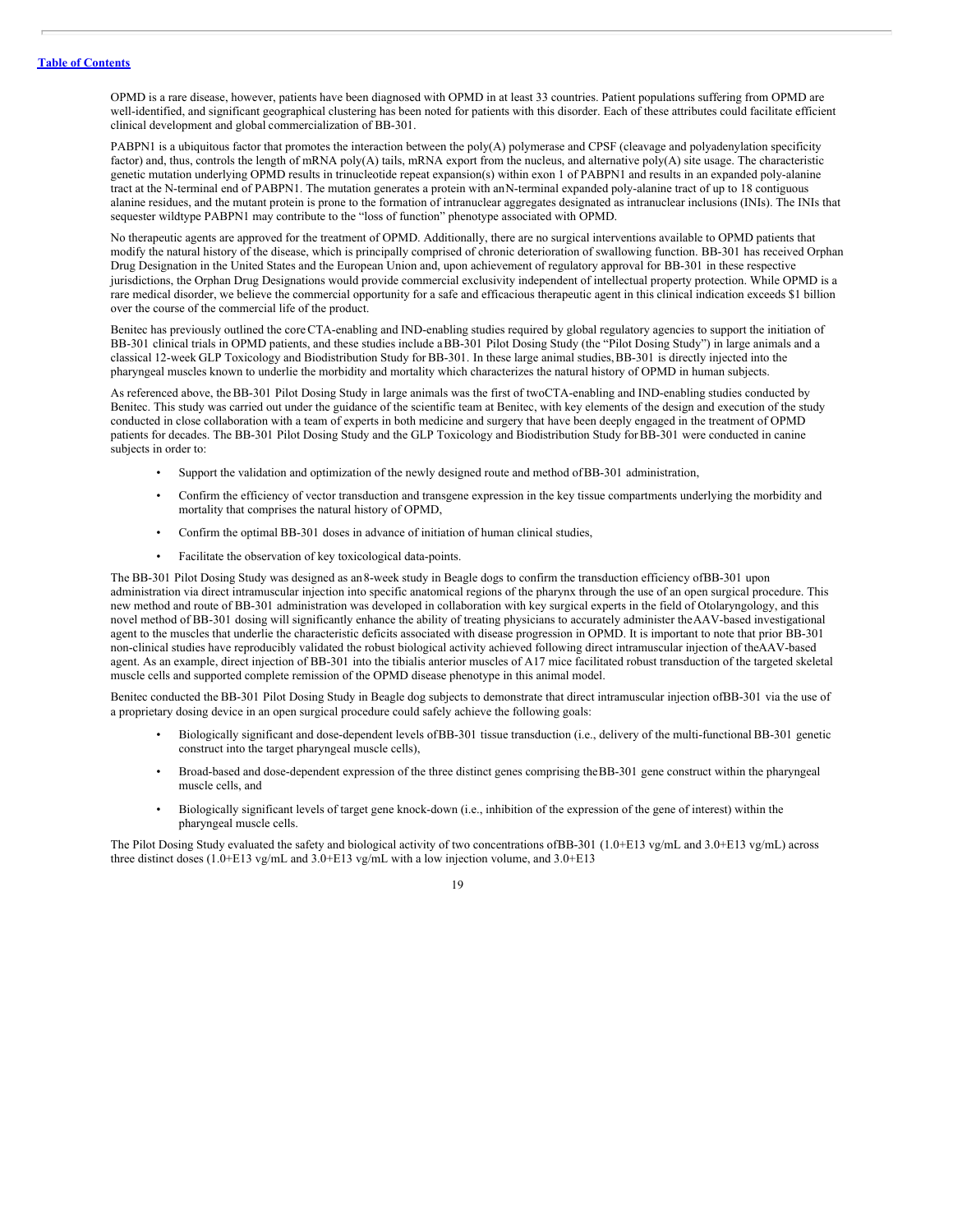OPMD is a rare disease, however, patients have been diagnosed with OPMD in at least 33 countries. Patient populations suffering from OPMD are well-identified, and significant geographical clustering has been noted for patients with this disorder. Each of these attributes could facilitate efficient clinical development and global commercialization of BB-301.

PABPN1 is a ubiquitous factor that promotes the interaction between the poly(A) polymerase and CPSF (cleavage and polyadenylation specificity factor) and, thus, controls the length of mRNA poly(A) tails, mRNA export from the nucleus, and alternative poly(A) site usage. The characteristic genetic mutation underlying OPMD results in trinucleotide repeat expansion(s) within exon 1 of PABPN1 and results in an expanded poly-alanine tract at the N-terminal end of PABPN1. The mutation generates a protein with an N-terminal expanded poly-alanine tract of up to 18 contiguous alanine residues, and the mutant protein is prone to the formation of intranuclear aggregates designated as intranuclear inclusions (INIs). The INIs that sequester wildtype PABPN1 may contribute to the "loss of function" phenotype associated with OPMD.

No therapeutic agents are approved for the treatment of OPMD. Additionally, there are no surgical interventions available to OPMD patients that modify the natural history of the disease, which is principally comprised of chronic deterioration of swallowing function. BB-301 has received Orphan Drug Designation in the United States and the European Union and, upon achievement of regulatory approval for BB-301 in these respective jurisdictions, the Orphan Drug Designations would provide commercial exclusivity independent of intellectual property protection. While OPMD is a rare medical disorder, we believe the commercial opportunity for a safe and efficacious therapeutic agent in this clinical indication exceeds $1 billion over the course of the commercial life of the product.

Benitec has previously outlined the core CTA-enabling and IND-enabling studies required by global regulatory agencies to support the initiation of BB-301 clinical trials in OPMD patients, and these studies include a BB-301 Pilot Dosing Study (the "Pilot Dosing Study") in large animals and a classical 12-week GLP Toxicology and Biodistribution Study for BB-301. In these large animal studies, BB-301 is directly injected into the pharyngeal muscles known to underlie the morbidity and mortality which characterizes the natural history of OPMD in human subjects.

As referenced above, the BB-301 Pilot Dosing Study in large animals was the first of two CTA-enabling and IND-enabling studies conducted by Benitec. This study was carried out under the guidance of the scientific team at Benitec, with key elements of the design and execution of the study conducted in close collaboration with a team of experts in both medicine and surgery that have been deeply engaged in the treatment of OPMD patients for decades. The BB-301 Pilot Dosing Study and the GLP Toxicology and Biodistribution Study for BB-301 were conducted in canine subjects in order to:

- Support the validation and optimization of the newly designed route and method of BB-301 administration,
- Confirm the efficiency of vector transduction and transgene expression in the key tissue compartments underlying the morbidity and mortality that comprises the natural history of OPMD,
- Confirm the optimal BB-301 doses in advance of initiation of human clinical studies,
- Facilitate the observation of key toxicological data-points.

The BB-301 Pilot Dosing Study was designed as an 8-week study in Beagle dogs to confirm the transduction efficiency of BB-301 upon administration via direct intramuscular injection into specific anatomical regions of the pharynx through the use of an open surgical procedure. This new method and route of BB-301 administration was developed in collaboration with key surgical experts in the field of Otolaryngology, and this novel method of BB-301 dosing will significantly enhance the ability of treating physicians to accurately administer the AAV-based investigational agent to the muscles that underlie the characteristic deficits associated with disease progression in OPMD. It is important to note that prior BB-301 non-clinical studies have reproducibly validated the robust biological activity achieved following direct intramuscular injection of the AAV-based agent. As an example, direct injection of BB-301 into the tibialis anterior muscles of A17 mice facilitated robust transduction of the targeted skeletal muscle cells and supported complete remission of the OPMD disease phenotype in this animal model.

Benitec conducted the BB-301 Pilot Dosing Study in Beagle dog subjects to demonstrate that direct intramuscular injection of BB-301 via the use of a proprietary dosing device in an open surgical procedure could safely achieve the following goals:

- Biologically significant and dose-dependent levels of BB-301 tissue transduction (i.e., delivery of the multi-functional BB-301 genetic construct into the target pharyngeal muscle cells),
- Broad-based and dose-dependent expression of the three distinct genes comprising the BB-301 gene construct within the pharyngeal muscle cells, and
- Biologically significant levels of target gene knock-down (i.e., inhibition of the expression of the gene of interest) within the pharyngeal muscle cells.

The Pilot Dosing Study evaluated the safety and biological activity of two concentrations of BB-301 (1.0+E13 vg/mL and 3.0+E13 vg/mL) across three distinct doses (1.0+E13 vg/mL and 3.0+E13 vg/mL with a low injection volume, and 3.0+E13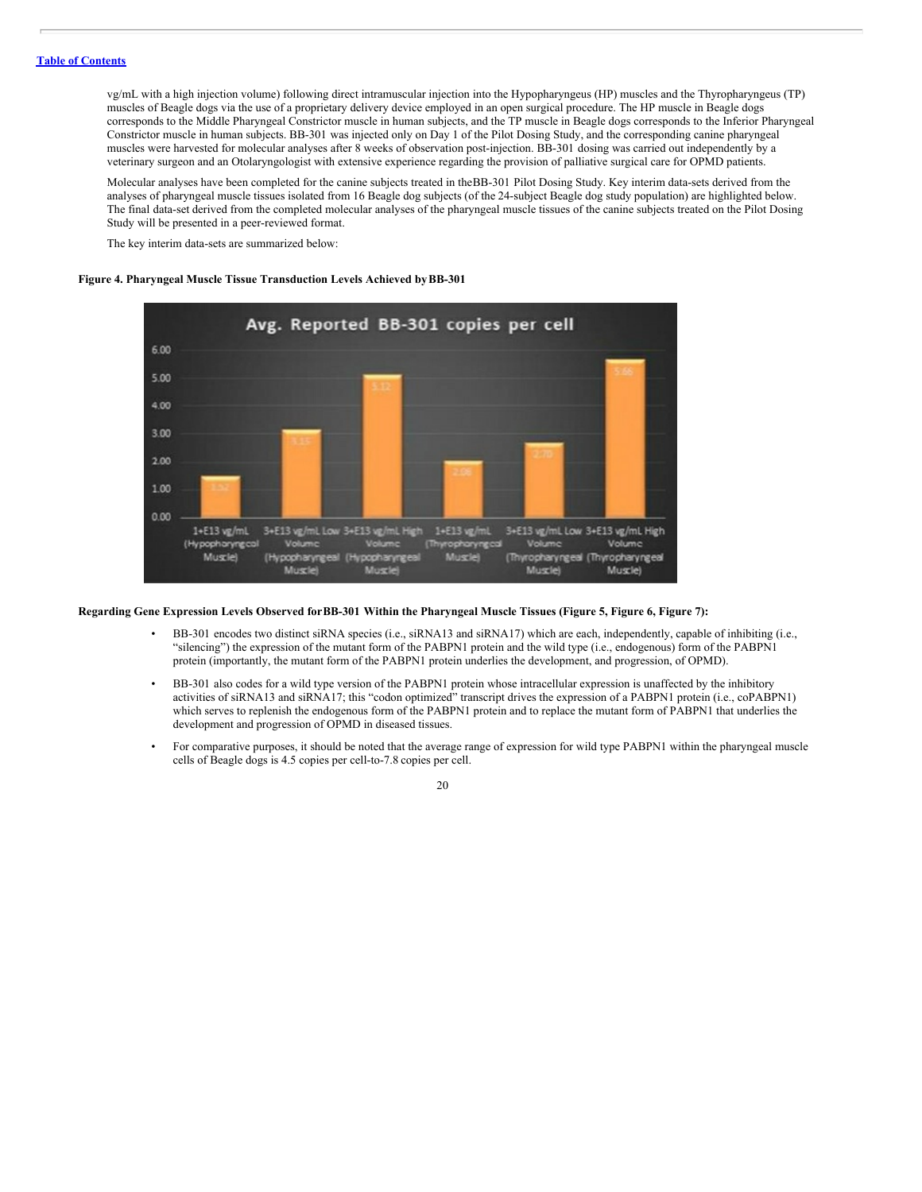vg/mL with a high injection volume) following direct intramuscular injection into the Hypopharyngeus (HP) muscles and the Thyropharyngeus (TP) muscles of Beagle dogs via the use of a proprietary delivery device employed in an open surgical procedure. The HP muscle in Beagle dogs corresponds to the Middle Pharyngeal Constrictor muscle in human subjects, and the TP muscle in Beagle dogs corresponds to the Inferior Pharyngeal Constrictor muscle in human subjects. BB-301 was injected only on Day 1 of the Pilot Dosing Study, and the corresponding canine pharyngeal muscles were harvested for molecular analyses after 8 weeks of observation post-injection. BB-301 dosing was carried out independently by a veterinary surgeon and an Otolaryngologist with extensive experience regarding the provision of palliative surgical care for OPMD patients.

Molecular analyses have been completed for the canine subjects treated in theBB-301 Pilot Dosing Study. Key interim data-sets derived from the analyses of pharyngeal muscle tissues isolated from 16 Beagle dog subjects (of the 24-subject Beagle dog study population) are highlighted below. The final data-set derived from the completed molecular analyses of the pharyngeal muscle tissues of the canine subjects treated on the Pilot Dosing Study will be presented in a peer-reviewed format.

The key interim data-sets are summarized below:

**Figure 4. Pharyngeal Muscle Tissue Transduction Levels Achieved byBB-301**

Avg. Reported BB-301 copies per cell

| Group | Avg. copies per cell |
|---|---|
| 1+E13 vg/mL (Hypopharyngeal Muscle) | 1.52 |
| 3+E13 vg/mL Low Volume (Hypopharyngeal Muscle) | 3.15 |
| 3+E13 vg/mL High Volume (Hypopharyngeal Muscle) | 5.12 |
| 1+E13 vg/mL (Thyropharyngeal Muscle) | 2.06 |
| 3+E13 vg/mL Low Volume (Thyropharyngeal Muscle) | 2.70 |
| 3+E13 vg/mL High Volume (Thyropharyngeal Muscle) | 5.66 |

**Regarding Gene Expression Levels Observed forBB-301 Within the Pharyngeal Muscle Tissues (Figure 5, Figure 6, Figure 7):**

- BB-301 encodes two distinct siRNA species (i.e., siRNA13 and siRNA17) which are each, independently, capable of inhibiting (i.e., "silencing") the expression of the mutant form of the PABPN1 protein and the wild type (i.e., endogenous) form of the PABPN1 protein (importantly, the mutant form of the PABPN1 protein underlies the development, and progression, of OPMD).
- BB-301 also codes for a wild type version of the PABPN1 protein whose intracellular expression is unaffected by the inhibitory activities of siRNA13 and siRNA17; this "codon optimized" transcript drives the expression of a PABPN1 protein (i.e., coPABPN1) which serves to replenish the endogenous form of the PABPN1 protein and to replace the mutant form of PABPN1 that underlies the development and progression of OPMD in diseased tissues.
- For comparative purposes, it should be noted that the average range of expression for wild type PABPN1 within the pharyngeal muscle cells of Beagle dogs is 4.5 copies per cell-to-7.8 copies per cell.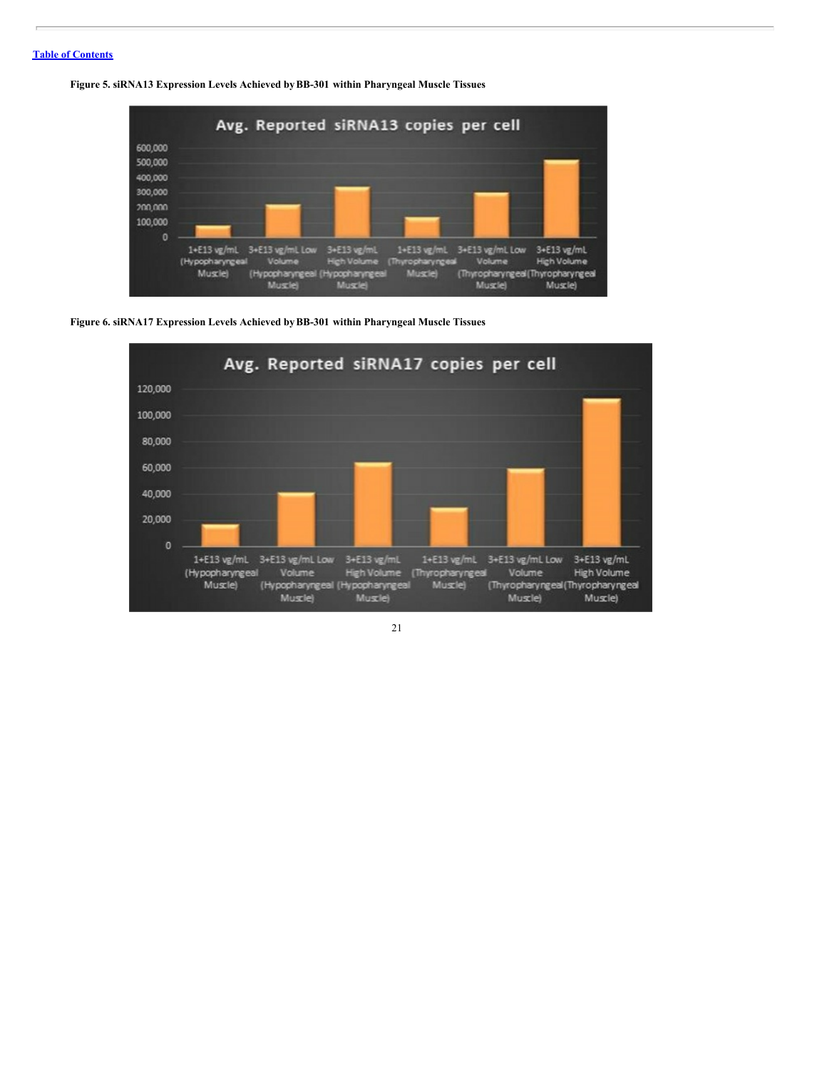[Table of Contents](#)

**Figure 5. siRNA13 Expression Levels Achieved by BB-301 within Pharyngeal Muscle Tissues**

**Figure 6. siRNA17 Expression Levels Achieved by BB-301 within Pharyngeal Muscle Tissues**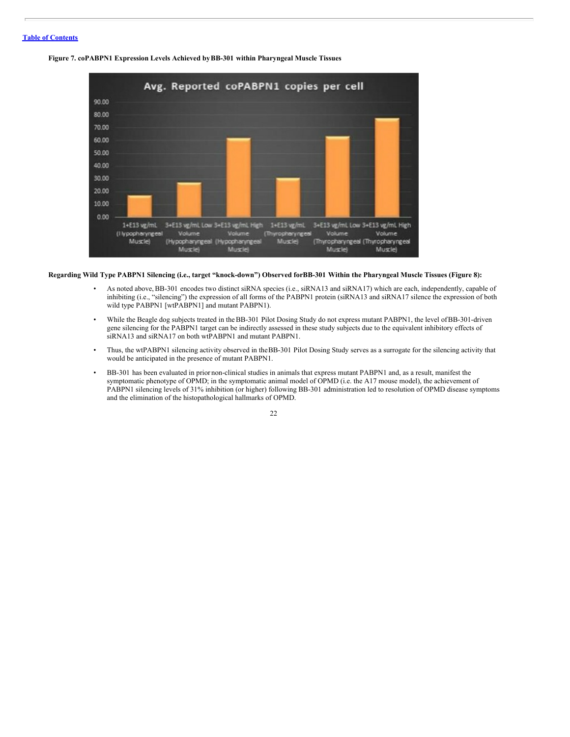[Table of Contents](#)

**Figure 7. coPABPN1 Expression Levels Achieved by BB-301 within Pharyngeal Muscle Tissues**

**Regarding Wild Type PABPN1 Silencing (i.e., target "knock-down") Observed for BB-301 Within the Pharyngeal Muscle Tissues (Figure 8):**

- As noted above, BB-301 encodes two distinct siRNA species (i.e., siRNA13 and siRNA17) which are each, independently, capable of inhibiting (i.e., "silencing") the expression of all forms of the PABPN1 protein (siRNA13 and siRNA17 silence the expression of both wild type PABPN1 [wtPABPN1] and mutant PABPN1).
- While the Beagle dog subjects treated in the BB-301 Pilot Dosing Study do not express mutant PABPN1, the level of BB-301-driven gene silencing for the PABPN1 target can be indirectly assessed in these study subjects due to the equivalent inhibitory effects of siRNA13 and siRNA17 on both wtPABPN1 and mutant PABPN1.
- Thus, the wtPABPN1 silencing activity observed in the BB-301 Pilot Dosing Study serves as a surrogate for the silencing activity that would be anticipated in the presence of mutant PABPN1.
- BB-301 has been evaluated in prior non-clinical studies in animals that express mutant PABPN1 and, as a result, manifest the symptomatic phenotype of OPMD; in the symptomatic animal model of OPMD (i.e. the A17 mouse model), the achievement of PABPN1 silencing levels of 31% inhibition (or higher) following BB-301 administration led to resolution of OPMD disease symptoms and the elimination of the histopathological hallmarks of OPMD.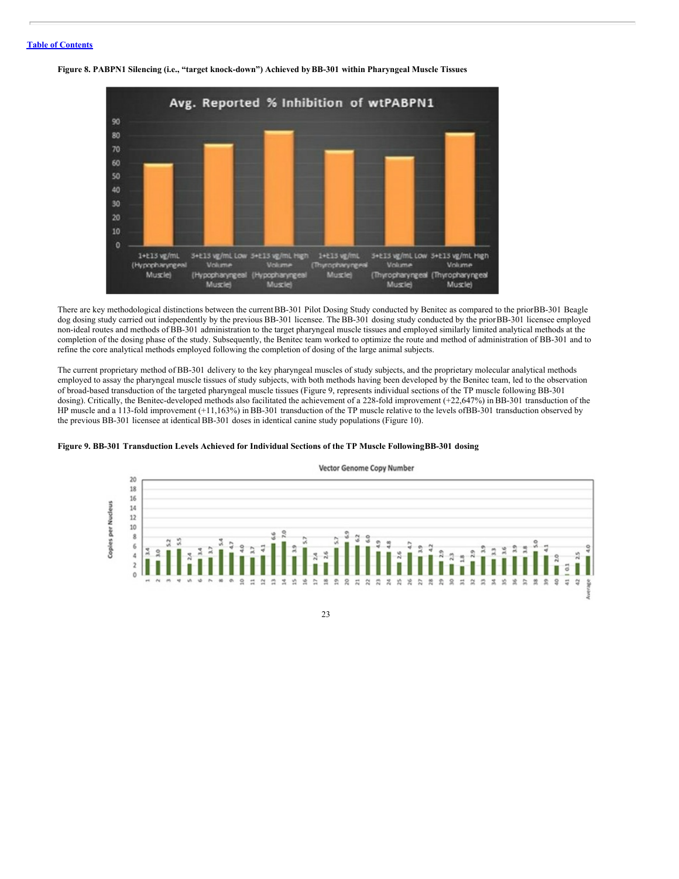[Table of Contents](#)

**Figure 8. PABPN1 Silencing (i.e., "target knock-down") Achieved by BB-301 within Pharyngeal Muscle Tissues**

| | Avg. Reported % Inhibition of wtPABPN1 |
|---|---|
| 1+E13 vg/mL (Hypopharyngeal Muscle) | ~59 |
| 3+E13 vg/mL Low Volume (Hypopharyngeal Muscle) | ~73 |
| 3+E13 vg/mL High Volume (Hypopharyngeal Muscle) | ~83 |
| 1+E13 vg/mL (Thyropharyngeal Muscle) | ~69 |
| 3+E13 vg/mL Low Volume (Thyropharyngeal Muscle) | ~64 |
| 3+E13 vg/mL High Volume (Thyropharyngeal Muscle) | ~82 |

There are key methodological distinctions between the current BB-301 Pilot Dosing Study conducted by Benitec as compared to the prior BB-301 Beagle dog dosing study carried out independently by the previous BB-301 licensee. The BB-301 dosing study conducted by the prior BB-301 licensee employed non-ideal routes and methods of BB-301 administration to the target pharyngeal muscle tissues and employed similarly limited analytical methods at the completion of the dosing phase of the study. Subsequently, the Benitec team worked to optimize the route and method of administration of BB-301 and to refine the core analytical methods employed following the completion of dosing of the large animal subjects.

The current proprietary method of BB-301 delivery to the key pharyngeal muscles of study subjects, and the proprietary molecular analytical methods employed to assay the pharyngeal muscle tissues of study subjects, with both methods having been developed by the Benitec team, led to the observation of broad-based transduction of the targeted pharyngeal muscle tissues (Figure 9, represents individual sections of the TP muscle following BB-301 dosing). Critically, the Benitec-developed methods also facilitated the achievement of a 228-fold improvement (+22,647%) in BB-301 transduction of the HP muscle and a 113-fold improvement (+11,163%) in BB-301 transduction of the TP muscle relative to the levels of BB-301 transduction observed by the previous BB-301 licensee at identical BB-301 doses in identical canine study populations (Figure 10).

**Figure 9. BB-301 Transduction Levels Achieved for Individual Sections of the TP Muscle Following BB-301 dosing**

Vector Genome Copy Number (Copies per Nucleus)

| Section | Copies per Nucleus |
|---|---|
| 1 | 3.4 |
| 2 | 3.0 |
| 3 | 5.2 |
| 4 | 5.5 |
| 5 | 2.4 |
| 6 | 3.4 |
| 7 | 3.7 |
| 8 | 5.4 |
| 9 | 4.7 |
| 10 | 4.0 |
| 11 | 3.7 |
| 12 | 4.1 |
| 13 | 6.6 |
| 14 | 7.0 |
| 15 | 3.9 |
| 16 | 5.7 |
| 17 | 2.4 |
| 18 | 2.6 |
| 19 | 5.7 |
| 20 | 6.9 |
| 21 | 6.2 |
| 22 | 6.0 |
| 23 | 4.9 |
| 24 | 4.8 |
| 25 | 2.6 |
| 26 | 4.7 |
| 27 | 3.9 |
| 28 | 4.2 |
| 29 | 2.9 |
| 30 | 2.3 |
| 31 | 1.8 |
| 32 | 2.9 |
| 33 | 3.9 |
| 34 | 3.3 |
| 35 | 3.6 |
| 36 | 3.9 |
| 37 | 3.8 |
| 38 | 5.0 |
| 39 | 4.1 |
| 40 | 2.0 |
| 41 | 0.1 |
| 42 | 2.5 |
| Average | 4.0 |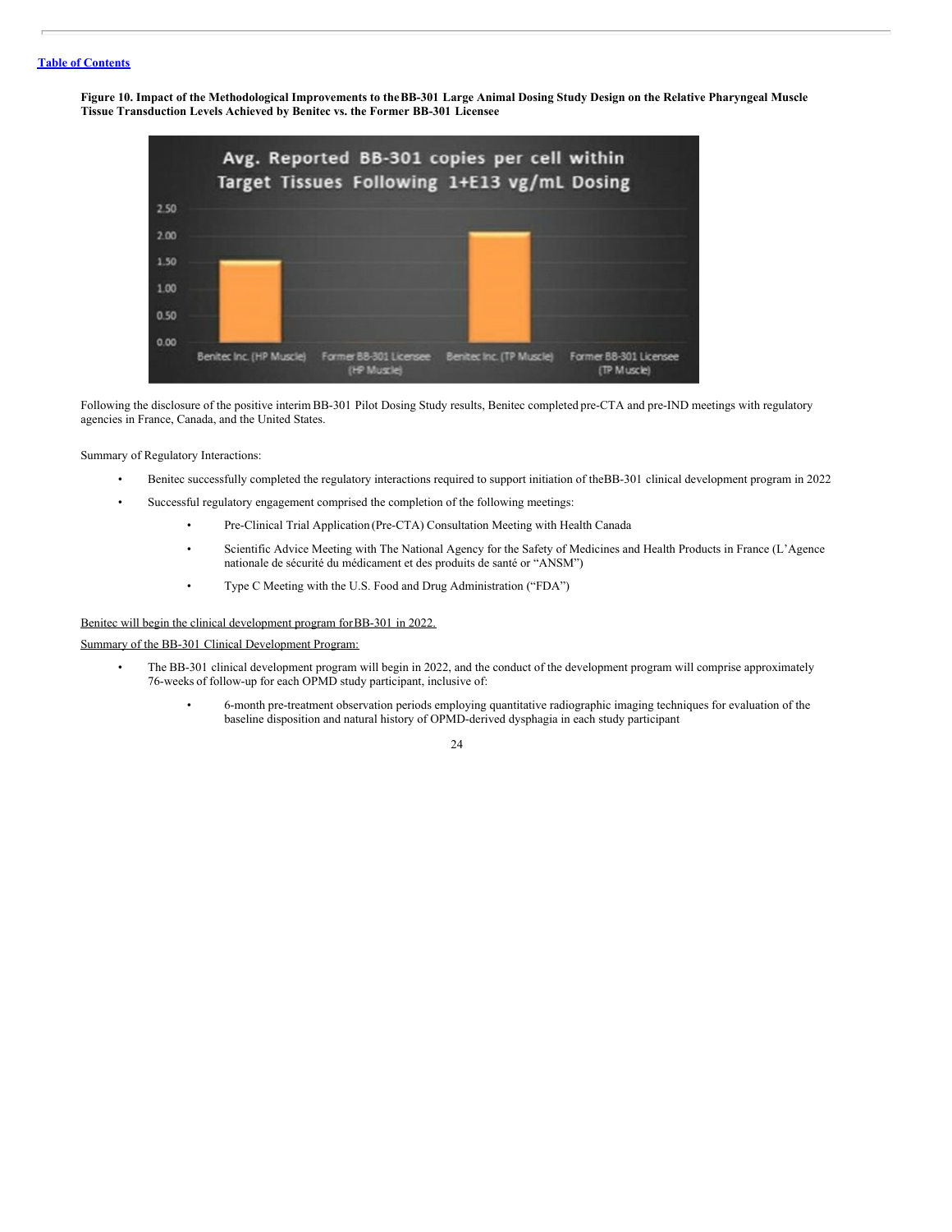**Figure 10. Impact of the Methodological Improvements to the BB-301 Large Animal Dosing Study Design on the Relative Pharyngeal Muscle Tissue Transduction Levels Achieved by Benitec vs. the Former BB-301 Licensee**

Following the disclosure of the positive interim BB-301 Pilot Dosing Study results, Benitec completed pre-CTA and pre-IND meetings with regulatory agencies in France, Canada, and the United States.

Summary of Regulatory Interactions:

- Benitec successfully completed the regulatory interactions required to support initiation of the BB-301 clinical development program in 2022
- Successful regulatory engagement comprised the completion of the following meetings:
  - Pre-Clinical Trial Application (Pre-CTA) Consultation Meeting with Health Canada
  - Scientific Advice Meeting with The National Agency for the Safety of Medicines and Health Products in France (L'Agence nationale de sécurité du médicament et des produits de santé or "ANSM")
  - Type C Meeting with the U.S. Food and Drug Administration ("FDA")

Benitec will begin the clinical development program for BB-301 in 2022.

Summary of the BB-301 Clinical Development Program:

- The BB-301 clinical development program will begin in 2022, and the conduct of the development program will comprise approximately 76-weeks of follow-up for each OPMD study participant, inclusive of:
  - 6-month pre-treatment observation periods employing quantitative radiographic imaging techniques for evaluation of the baseline disposition and natural history of OPMD-derived dysphagia in each study participant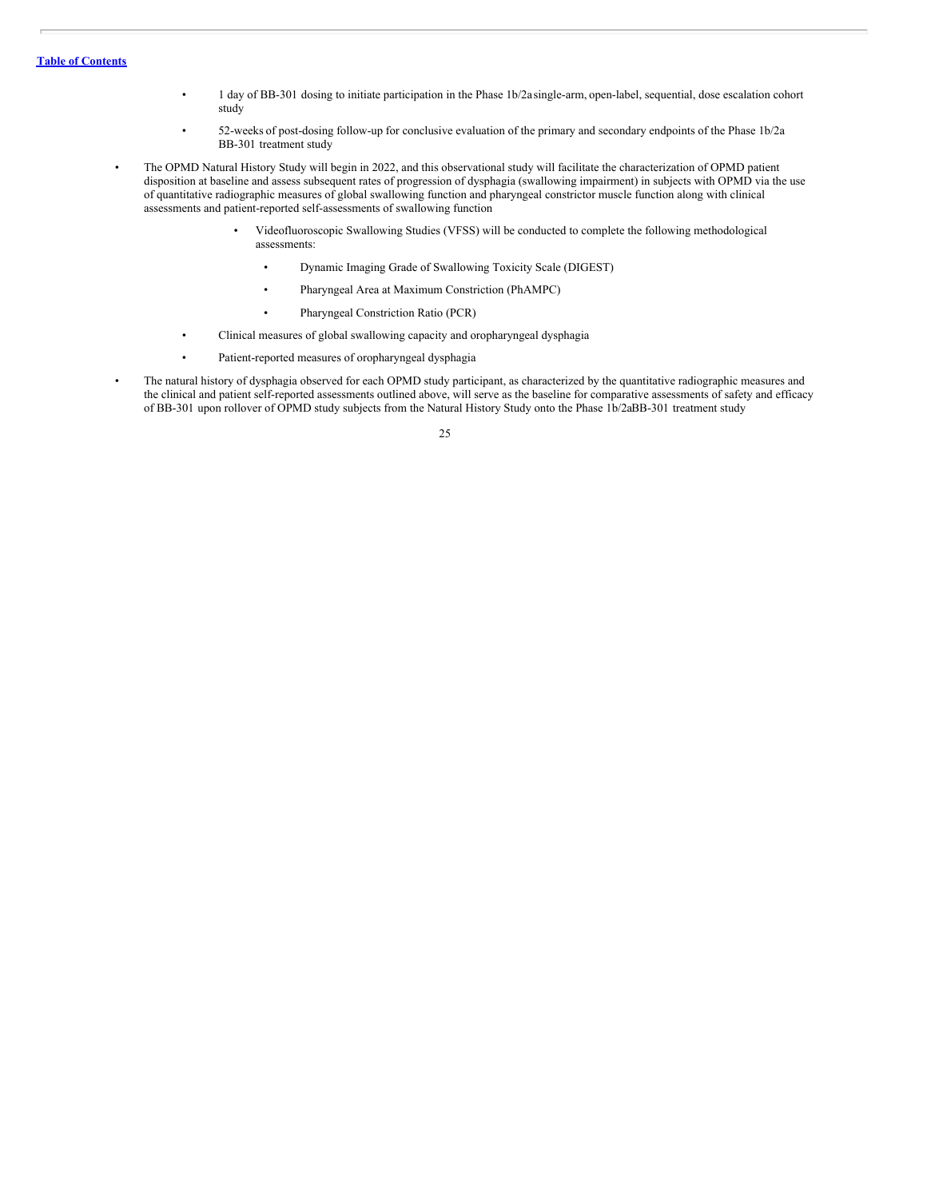- 1 day of BB-301 dosing to initiate participation in the Phase 1b/2a single-arm, open-label, sequential, dose escalation cohort study
- 52-weeks of post-dosing follow-up for conclusive evaluation of the primary and secondary endpoints of the Phase 1b/2a BB-301 treatment study

- The OPMD Natural History Study will begin in 2022, and this observational study will facilitate the characterization of OPMD patient disposition at baseline and assess subsequent rates of progression of dysphagia (swallowing impairment) in subjects with OPMD via the use of quantitative radiographic measures of global swallowing function and pharyngeal constrictor muscle function along with clinical assessments and patient-reported self-assessments of swallowing function
  - Videofluoroscopic Swallowing Studies (VFSS) will be conducted to complete the following methodological assessments:
    - Dynamic Imaging Grade of Swallowing Toxicity Scale (DIGEST)
    - Pharyngeal Area at Maximum Constriction (PhAMPC)
    - Pharyngeal Constriction Ratio (PCR)
  - Clinical measures of global swallowing capacity and oropharyngeal dysphagia
  - Patient-reported measures of oropharyngeal dysphagia
- The natural history of dysphagia observed for each OPMD study participant, as characterized by the quantitative radiographic measures and the clinical and patient self-reported assessments outlined above, will serve as the baseline for comparative assessments of safety and efficacy of BB-301 upon rollover of OPMD study subjects from the Natural History Study onto the Phase 1b/2a BB-301 treatment study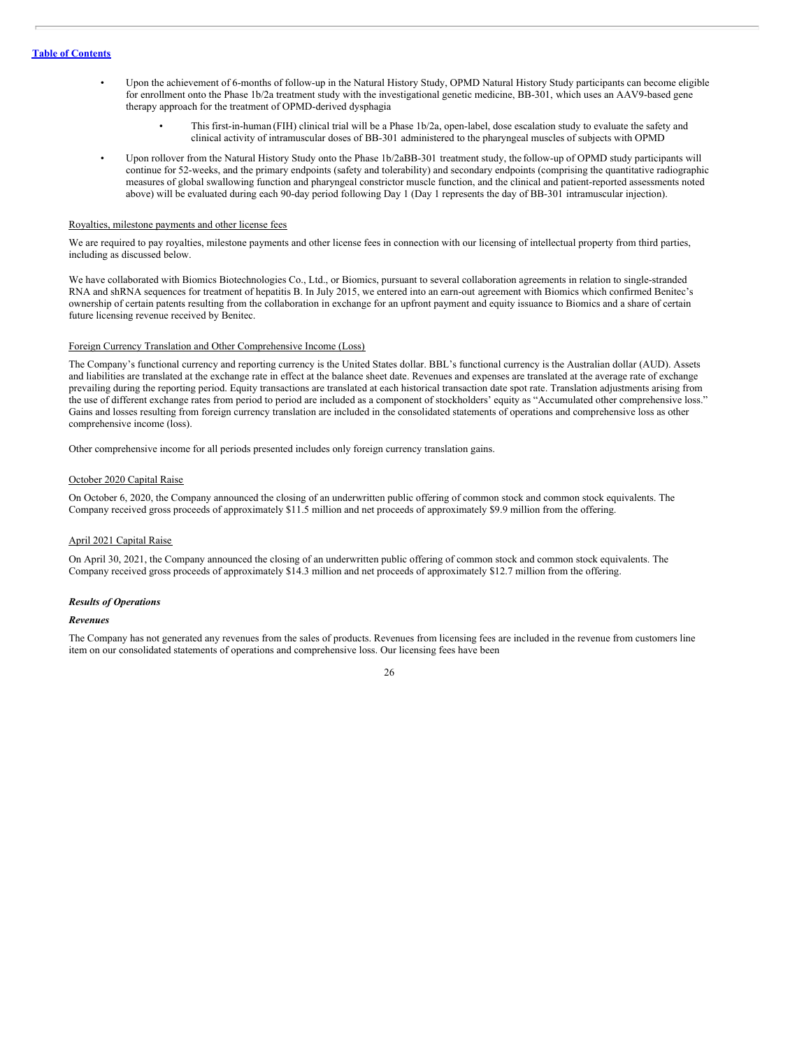- Upon the achievement of 6-months of follow-up in the Natural History Study, OPMD Natural History Study participants can become eligible for enrollment onto the Phase 1b/2a treatment study with the investigational genetic medicine, BB-301, which uses an AAV9-based gene therapy approach for the treatment of OPMD-derived dysphagia
    - This first-in-human (FIH) clinical trial will be a Phase 1b/2a, open-label, dose escalation study to evaluate the safety and clinical activity of intramuscular doses of BB-301 administered to the pharyngeal muscles of subjects with OPMD
- Upon rollover from the Natural History Study onto the Phase 1b/2aBB-301 treatment study, the follow-up of OPMD study participants will continue for 52-weeks, and the primary endpoints (safety and tolerability) and secondary endpoints (comprising the quantitative radiographic measures of global swallowing function and pharyngeal constrictor muscle function, and the clinical and patient-reported assessments noted above) will be evaluated during each 90-day period following Day 1 (Day 1 represents the day of BB-301 intramuscular injection).

Royalties, milestone payments and other license fees

We are required to pay royalties, milestone payments and other license fees in connection with our licensing of intellectual property from third parties, including as discussed below.

We have collaborated with Biomics Biotechnologies Co., Ltd., or Biomics, pursuant to several collaboration agreements in relation to single-stranded RNA and shRNA sequences for treatment of hepatitis B. In July 2015, we entered into an earn-out agreement with Biomics which confirmed Benitec's ownership of certain patents resulting from the collaboration in exchange for an upfront payment and equity issuance to Biomics and a share of certain future licensing revenue received by Benitec.

Foreign Currency Translation and Other Comprehensive Income (Loss)

The Company's functional currency and reporting currency is the United States dollar. BBL's functional currency is the Australian dollar (AUD). Assets and liabilities are translated at the exchange rate in effect at the balance sheet date. Revenues and expenses are translated at the average rate of exchange prevailing during the reporting period. Equity transactions are translated at each historical transaction date spot rate. Translation adjustments arising from the use of different exchange rates from period to period are included as a component of stockholders' equity as "Accumulated other comprehensive loss." Gains and losses resulting from foreign currency translation are included in the consolidated statements of operations and comprehensive loss as other comprehensive income (loss).

Other comprehensive income for all periods presented includes only foreign currency translation gains.

October 2020 Capital Raise

On October 6, 2020, the Company announced the closing of an underwritten public offering of common stock and common stock equivalents. The Company received gross proceeds of approximately $11.5 million and net proceeds of approximately $9.9 million from the offering.

April 2021 Capital Raise

On April 30, 2021, the Company announced the closing of an underwritten public offering of common stock and common stock equivalents. The Company received gross proceeds of approximately $14.3 million and net proceeds of approximately $12.7 million from the offering.

***Results of Operations***

***Revenues***

The Company has not generated any revenues from the sales of products. Revenues from licensing fees are included in the revenue from customers line item on our consolidated statements of operations and comprehensive loss. Our licensing fees have been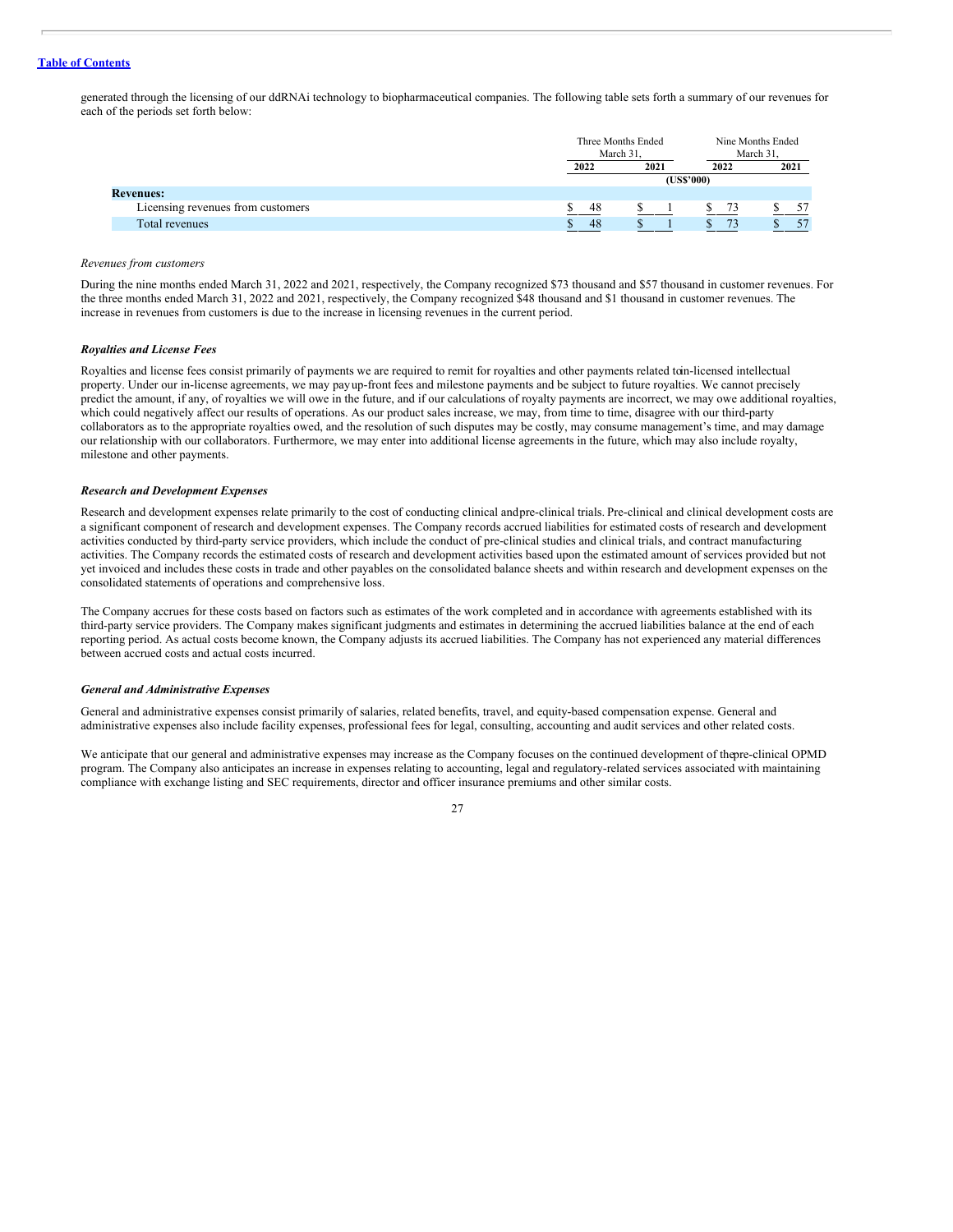generated through the licensing of our ddRNAi technology to biopharmaceutical companies. The following table sets forth a summary of our revenues for each of the periods set forth below:

| | Three Months Ended March 31, | | Nine Months Ended March 31, | |
|---|---|---|---|---|
| | 2022 | 2021 | 2022 | 2021 |
| | (US$'000) | | | |
| **Revenues:** | | | | |
| Licensing revenues from customers | $ 48 | $ 1 | $ 73 | $ 57 |
| Total revenues | $ 48 | $ 1 | $ 73 | $ 57 |

*Revenues from customers*

During the nine months ended March 31, 2022 and 2021, respectively, the Company recognized $73 thousand and $57 thousand in customer revenues. For the three months ended March 31, 2022 and 2021, respectively, the Company recognized $48 thousand and $1 thousand in customer revenues. The increase in revenues from customers is due to the increase in licensing revenues in the current period.

***Royalties and License Fees***

Royalties and license fees consist primarily of payments we are required to remit for royalties and other payments related to in-licensed intellectual property. Under our in-license agreements, we may pay up-front fees and milestone payments and be subject to future royalties. We cannot precisely predict the amount, if any, of royalties we will owe in the future, and if our calculations of royalty payments are incorrect, we may owe additional royalties, which could negatively affect our results of operations. As our product sales increase, we may, from time to time, disagree with our third-party collaborators as to the appropriate royalties owed, and the resolution of such disputes may be costly, may consume management's time, and may damage our relationship with our collaborators. Furthermore, we may enter into additional license agreements in the future, which may also include royalty, milestone and other payments.

***Research and Development Expenses***

Research and development expenses relate primarily to the cost of conducting clinical and pre-clinical trials. Pre-clinical and clinical development costs are a significant component of research and development expenses. The Company records accrued liabilities for estimated costs of research and development activities conducted by third-party service providers, which include the conduct of pre-clinical studies and clinical trials, and contract manufacturing activities. The Company records the estimated costs of research and development activities based upon the estimated amount of services provided but not yet invoiced and includes these costs in trade and other payables on the consolidated balance sheets and within research and development expenses on the consolidated statements of operations and comprehensive loss.

The Company accrues for these costs based on factors such as estimates of the work completed and in accordance with agreements established with its third-party service providers. The Company makes significant judgments and estimates in determining the accrued liabilities balance at the end of each reporting period. As actual costs become known, the Company adjusts its accrued liabilities. The Company has not experienced any material differences between accrued costs and actual costs incurred.

***General and Administrative Expenses***

General and administrative expenses consist primarily of salaries, related benefits, travel, and equity-based compensation expense. General and administrative expenses also include facility expenses, professional fees for legal, consulting, accounting and audit services and other related costs.

We anticipate that our general and administrative expenses may increase as the Company focuses on the continued development of the pre-clinical OPMD program. The Company also anticipates an increase in expenses relating to accounting, legal and regulatory-related services associated with maintaining compliance with exchange listing and SEC requirements, director and officer insurance premiums and other similar costs.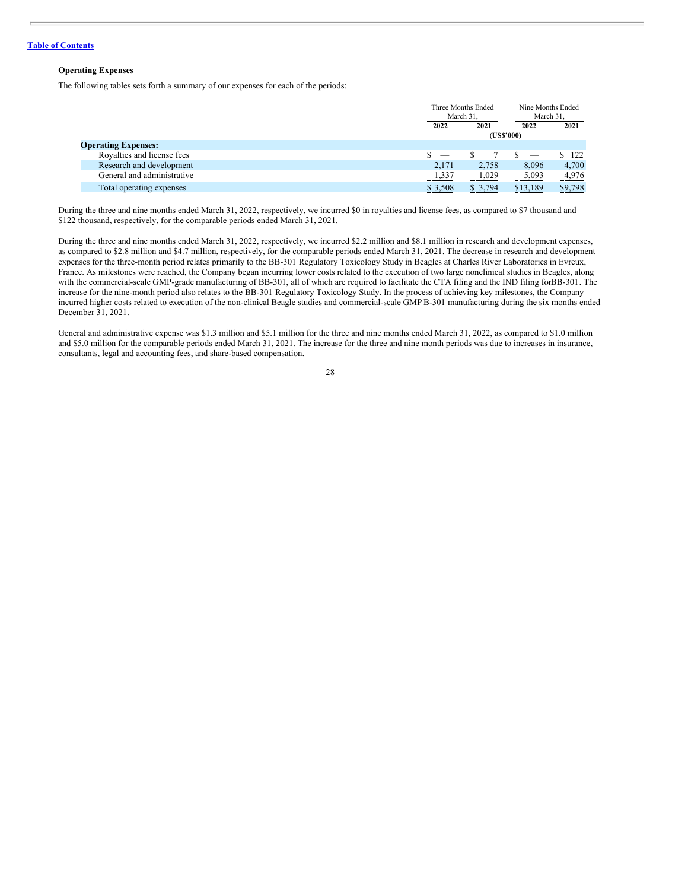[Table of Contents](#)

**Operating Expenses**

The following tables sets forth a summary of our expenses for each of the periods:

| | Three Months Ended March 31, | | Nine Months Ended March 31, | |
|---|---|---|---|---|
| | 2022 | 2021 | 2022 | 2021 |
| | (US$'000) | | | |
| **Operating Expenses:** | | | | |
| Royalties and license fees | $ — | $ 7 | $ — | $ 122 |
| Research and development | 2,171 | 2,758 | 8,096 | 4,700 |
| General and administrative | 1,337 | 1,029 | 5,093 | 4,976 |
| Total operating expenses | $ 3,508 | $ 3,794 | $13,189 | $9,798 |

During the three and nine months ended March 31, 2022, respectively, we incurred $0 in royalties and license fees, as compared to $7 thousand and $122 thousand, respectively, for the comparable periods ended March 31, 2021.

During the three and nine months ended March 31, 2022, respectively, we incurred $2.2 million and $8.1 million in research and development expenses, as compared to $2.8 million and $4.7 million, respectively, for the comparable periods ended March 31, 2021. The decrease in research and development expenses for the three-month period relates primarily to the BB-301 Regulatory Toxicology Study in Beagles at Charles River Laboratories in Evreux, France. As milestones were reached, the Company began incurring lower costs related to the execution of two large nonclinical studies in Beagles, along with the commercial-scale GMP-grade manufacturing of BB-301, all of which are required to facilitate the CTA filing and the IND filing forBB-301. The increase for the nine-month period also relates to the BB-301 Regulatory Toxicology Study. In the process of achieving key milestones, the Company incurred higher costs related to execution of the non-clinical Beagle studies and commercial-scale GMP B-301 manufacturing during the six months ended December 31, 2021.

General and administrative expense was $1.3 million and $5.1 million for the three and nine months ended March 31, 2022, as compared to $1.0 million and $5.0 million for the comparable periods ended March 31, 2021. The increase for the three and nine month periods was due to increases in insurance, consultants, legal and accounting fees, and share-based compensation.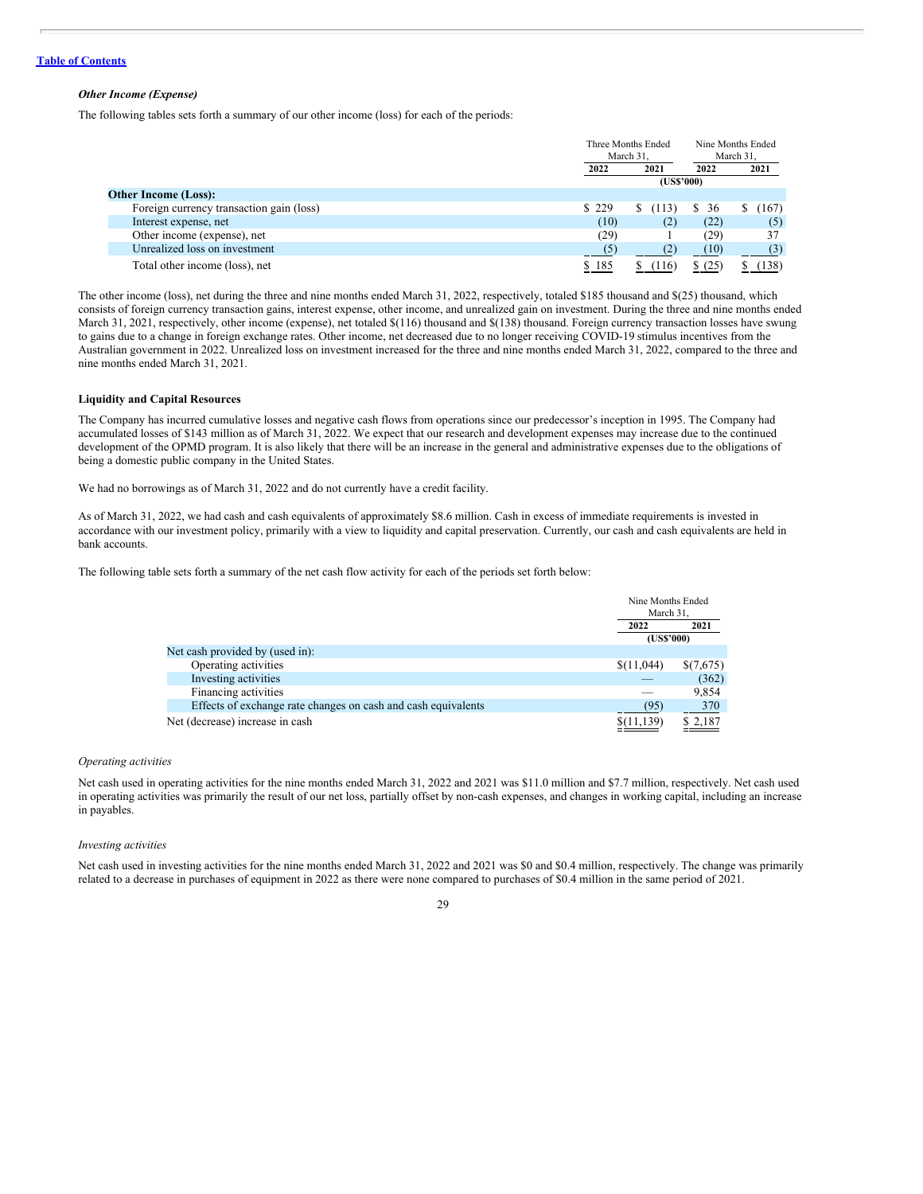[Table of Contents](#)

### *Other Income (Expense)*

The following tables sets forth a summary of our other income (loss) for each of the periods:

| | Three Months Ended March 31, | | Nine Months Ended March 31, | |
|---|---|---|---|---|
| | 2022 | 2021 | 2022 | 2021 |
| | (US$'000) | | | |
| **Other Income (Loss):** | | | | |
| Foreign currency transaction gain (loss) | $ 229 | $ (113) | $ 36 | $ (167) |
| Interest expense, net | (10) | (2) | (22) | (5) |
| Other income (expense), net | (29) | 1 | (29) | 37 |
| Unrealized loss on investment | (5) | (2) | (10) | (3) |
| Total other income (loss), net | $ 185 | $ (116) | $ (25) | $ (138) |

The other income (loss), net during the three and nine months ended March 31, 2022, respectively, totaled $185 thousand and $(25) thousand, which consists of foreign currency transaction gains, interest expense, other income, and unrealized gain on investment. During the three and nine months ended March 31, 2021, respectively, other income (expense), net totaled $(116) thousand and $(138) thousand. Foreign currency transaction losses have swung to gains due to a change in foreign exchange rates. Other income, net decreased due to no longer receiving COVID-19 stimulus incentives from the Australian government in 2022. Unrealized loss on investment increased for the three and nine months ended March 31, 2022, compared to the three and nine months ended March 31, 2021.

### Liquidity and Capital Resources

The Company has incurred cumulative losses and negative cash flows from operations since our predecessor's inception in 1995. The Company had accumulated losses of $143 million as of March 31, 2022. We expect that our research and development expenses may increase due to the continued development of the OPMD program. It is also likely that there will be an increase in the general and administrative expenses due to the obligations of being a domestic public company in the United States.

We had no borrowings as of March 31, 2022 and do not currently have a credit facility.

As of March 31, 2022, we had cash and cash equivalents of approximately $8.6 million. Cash in excess of immediate requirements is invested in accordance with our investment policy, primarily with a view to liquidity and capital preservation. Currently, our cash and cash equivalents are held in bank accounts.

The following table sets forth a summary of the net cash flow activity for each of the periods set forth below:

| | Nine Months Ended March 31, | |
|---|---|---|
| | 2022 | 2021 |
| | (US$'000) | |
| Net cash provided by (used in): | | |
| Operating activities | $(11,044) | $(7,675) |
| Investing activities | — | (362) |
| Financing activities | — | 9,854 |
| Effects of exchange rate changes on cash and cash equivalents | (95) | 370 |
| Net (decrease) increase in cash | $(11,139) | $ 2,187 |

#### *Operating activities*

Net cash used in operating activities for the nine months ended March 31, 2022 and 2021 was $11.0 million and $7.7 million, respectively. Net cash used in operating activities was primarily the result of our net loss, partially offset by non-cash expenses, and changes in working capital, including an increase in payables.

#### *Investing activities*

Net cash used in investing activities for the nine months ended March 31, 2022 and 2021 was $0 and $0.4 million, respectively. The change was primarily related to a decrease in purchases of equipment in 2022 as there were none compared to purchases of $0.4 million in the same period of 2021.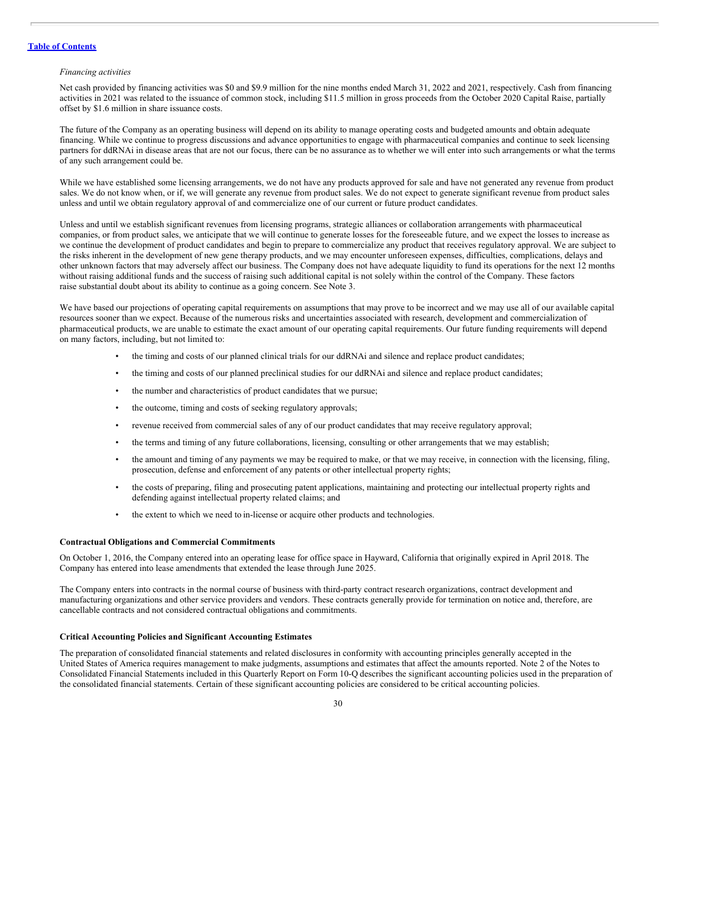*Financing activities*

Net cash provided by financing activities was $0 and $9.9 million for the nine months ended March 31, 2022 and 2021, respectively. Cash from financing activities in 2021 was related to the issuance of common stock, including $11.5 million in gross proceeds from the October 2020 Capital Raise, partially offset by $1.6 million in share issuance costs.

The future of the Company as an operating business will depend on its ability to manage operating costs and budgeted amounts and obtain adequate financing. While we continue to progress discussions and advance opportunities to engage with pharmaceutical companies and continue to seek licensing partners for ddRNAi in disease areas that are not our focus, there can be no assurance as to whether we will enter into such arrangements or what the terms of any such arrangement could be.

While we have established some licensing arrangements, we do not have any products approved for sale and have not generated any revenue from product sales. We do not know when, or if, we will generate any revenue from product sales. We do not expect to generate significant revenue from product sales unless and until we obtain regulatory approval of and commercialize one of our current or future product candidates.

Unless and until we establish significant revenues from licensing programs, strategic alliances or collaboration arrangements with pharmaceutical companies, or from product sales, we anticipate that we will continue to generate losses for the foreseeable future, and we expect the losses to increase as we continue the development of product candidates and begin to prepare to commercialize any product that receives regulatory approval. We are subject to the risks inherent in the development of new gene therapy products, and we may encounter unforeseen expenses, difficulties, complications, delays and other unknown factors that may adversely affect our business. The Company does not have adequate liquidity to fund its operations for the next 12 months without raising additional funds and the success of raising such additional capital is not solely within the control of the Company. These factors raise substantial doubt about its ability to continue as a going concern. See Note 3.

We have based our projections of operating capital requirements on assumptions that may prove to be incorrect and we may use all of our available capital resources sooner than we expect. Because of the numerous risks and uncertainties associated with research, development and commercialization of pharmaceutical products, we are unable to estimate the exact amount of our operating capital requirements. Our future funding requirements will depend on many factors, including, but not limited to:

- the timing and costs of our planned clinical trials for our ddRNAi and silence and replace product candidates;
- the timing and costs of our planned preclinical studies for our ddRNAi and silence and replace product candidates;
- the number and characteristics of product candidates that we pursue;
- the outcome, timing and costs of seeking regulatory approvals;
- revenue received from commercial sales of any of our product candidates that may receive regulatory approval;
- the terms and timing of any future collaborations, licensing, consulting or other arrangements that we may establish;
- the amount and timing of any payments we may be required to make, or that we may receive, in connection with the licensing, filing, prosecution, defense and enforcement of any patents or other intellectual property rights;
- the costs of preparing, filing and prosecuting patent applications, maintaining and protecting our intellectual property rights and defending against intellectual property related claims; and
- the extent to which we need to in-license or acquire other products and technologies.

**Contractual Obligations and Commercial Commitments**

On October 1, 2016, the Company entered into an operating lease for office space in Hayward, California that originally expired in April 2018. The Company has entered into lease amendments that extended the lease through June 2025.

The Company enters into contracts in the normal course of business with third-party contract research organizations, contract development and manufacturing organizations and other service providers and vendors. These contracts generally provide for termination on notice and, therefore, are cancellable contracts and not considered contractual obligations and commitments.

**Critical Accounting Policies and Significant Accounting Estimates**

The preparation of consolidated financial statements and related disclosures in conformity with accounting principles generally accepted in the United States of America requires management to make judgments, assumptions and estimates that affect the amounts reported. Note 2 of the Notes to Consolidated Financial Statements included in this Quarterly Report on Form 10-Q describes the significant accounting policies used in the preparation of the consolidated financial statements. Certain of these significant accounting policies are considered to be critical accounting policies.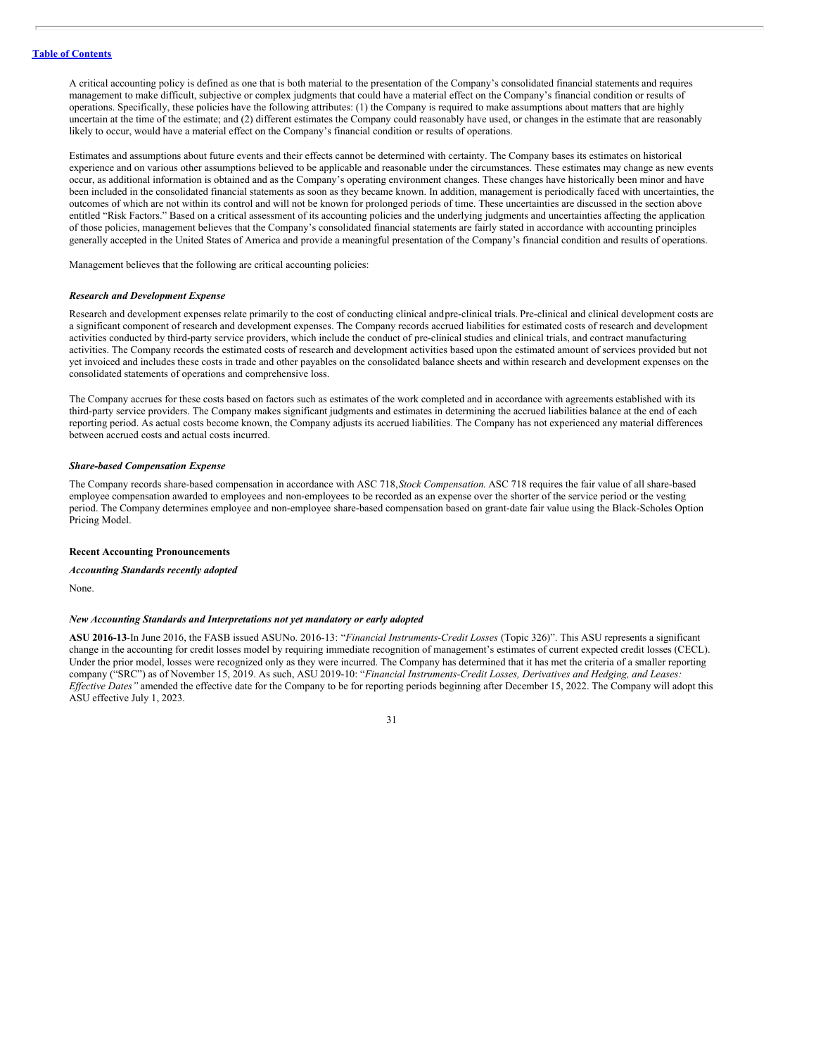A critical accounting policy is defined as one that is both material to the presentation of the Company's consolidated financial statements and requires management to make difficult, subjective or complex judgments that could have a material effect on the Company's financial condition or results of operations. Specifically, these policies have the following attributes: (1) the Company is required to make assumptions about matters that are highly uncertain at the time of the estimate; and (2) different estimates the Company could reasonably have used, or changes in the estimate that are reasonably likely to occur, would have a material effect on the Company's financial condition or results of operations.

Estimates and assumptions about future events and their effects cannot be determined with certainty. The Company bases its estimates on historical experience and on various other assumptions believed to be applicable and reasonable under the circumstances. These estimates may change as new events occur, as additional information is obtained and as the Company's operating environment changes. These changes have historically been minor and have been included in the consolidated financial statements as soon as they became known. In addition, management is periodically faced with uncertainties, the outcomes of which are not within its control and will not be known for prolonged periods of time. These uncertainties are discussed in the section above entitled "Risk Factors." Based on a critical assessment of its accounting policies and the underlying judgments and uncertainties affecting the application of those policies, management believes that the Company's consolidated financial statements are fairly stated in accordance with accounting principles generally accepted in the United States of America and provide a meaningful presentation of the Company's financial condition and results of operations.

Management believes that the following are critical accounting policies:

***Research and Development Expense***

Research and development expenses relate primarily to the cost of conducting clinical and pre-clinical trials. Pre-clinical and clinical development costs are a significant component of research and development expenses. The Company records accrued liabilities for estimated costs of research and development activities conducted by third-party service providers, which include the conduct of pre-clinical studies and clinical trials, and contract manufacturing activities. The Company records the estimated costs of research and development activities based upon the estimated amount of services provided but not yet invoiced and includes these costs in trade and other payables on the consolidated balance sheets and within research and development expenses on the consolidated statements of operations and comprehensive loss.

The Company accrues for these costs based on factors such as estimates of the work completed and in accordance with agreements established with its third-party service providers. The Company makes significant judgments and estimates in determining the accrued liabilities balance at the end of each reporting period. As actual costs become known, the Company adjusts its accrued liabilities. The Company has not experienced any material differences between accrued costs and actual costs incurred.

***Share-based Compensation Expense***

The Company records share-based compensation in accordance with ASC 718, *Stock Compensation.* ASC 718 requires the fair value of all share-based employee compensation awarded to employees and non-employees to be recorded as an expense over the shorter of the service period or the vesting period. The Company determines employee and non-employee share-based compensation based on grant-date fair value using the Black-Scholes Option Pricing Model.

**Recent Accounting Pronouncements**

***Accounting Standards recently adopted***

None.

***New Accounting Standards and Interpretations not yet mandatory or early adopted***

**ASU 2016-13**-In June 2016, the FASB issued ASU No. 2016-13: "*Financial Instruments-Credit Losses* (Topic 326)". This ASU represents a significant change in the accounting for credit losses model by requiring immediate recognition of management's estimates of current expected credit losses (CECL). Under the prior model, losses were recognized only as they were incurred. The Company has determined that it has met the criteria of a smaller reporting company ("SRC") as of November 15, 2019. As such, ASU 2019-10: "*Financial Instruments-Credit Losses, Derivatives and Hedging, and Leases: Effective Dates"* amended the effective date for the Company to be for reporting periods beginning after December 15, 2022. The Company will adopt this ASU effective July 1, 2023.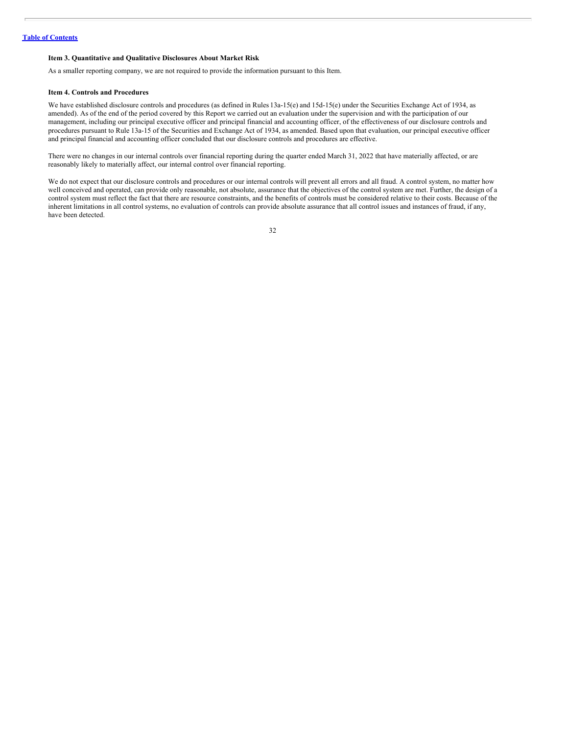### Item 3. Quantitative and Qualitative Disclosures About Market Risk

As a smaller reporting company, we are not required to provide the information pursuant to this Item.

### Item 4. Controls and Procedures

We have established disclosure controls and procedures (as defined in Rules 13a-15(e) and 15d-15(e) under the Securities Exchange Act of 1934, as amended). As of the end of the period covered by this Report we carried out an evaluation under the supervision and with the participation of our management, including our principal executive officer and principal financial and accounting officer, of the effectiveness of our disclosure controls and procedures pursuant to Rule 13a-15 of the Securities and Exchange Act of 1934, as amended. Based upon that evaluation, our principal executive officer and principal financial and accounting officer concluded that our disclosure controls and procedures are effective.

There were no changes in our internal controls over financial reporting during the quarter ended March 31, 2022 that have materially affected, or are reasonably likely to materially affect, our internal control over financial reporting.

We do not expect that our disclosure controls and procedures or our internal controls will prevent all errors and all fraud. A control system, no matter how well conceived and operated, can provide only reasonable, not absolute, assurance that the objectives of the control system are met. Further, the design of a control system must reflect the fact that there are resource constraints, and the benefits of controls must be considered relative to their costs. Because of the inherent limitations in all control systems, no evaluation of controls can provide absolute assurance that all control issues and instances of fraud, if any, have been detected.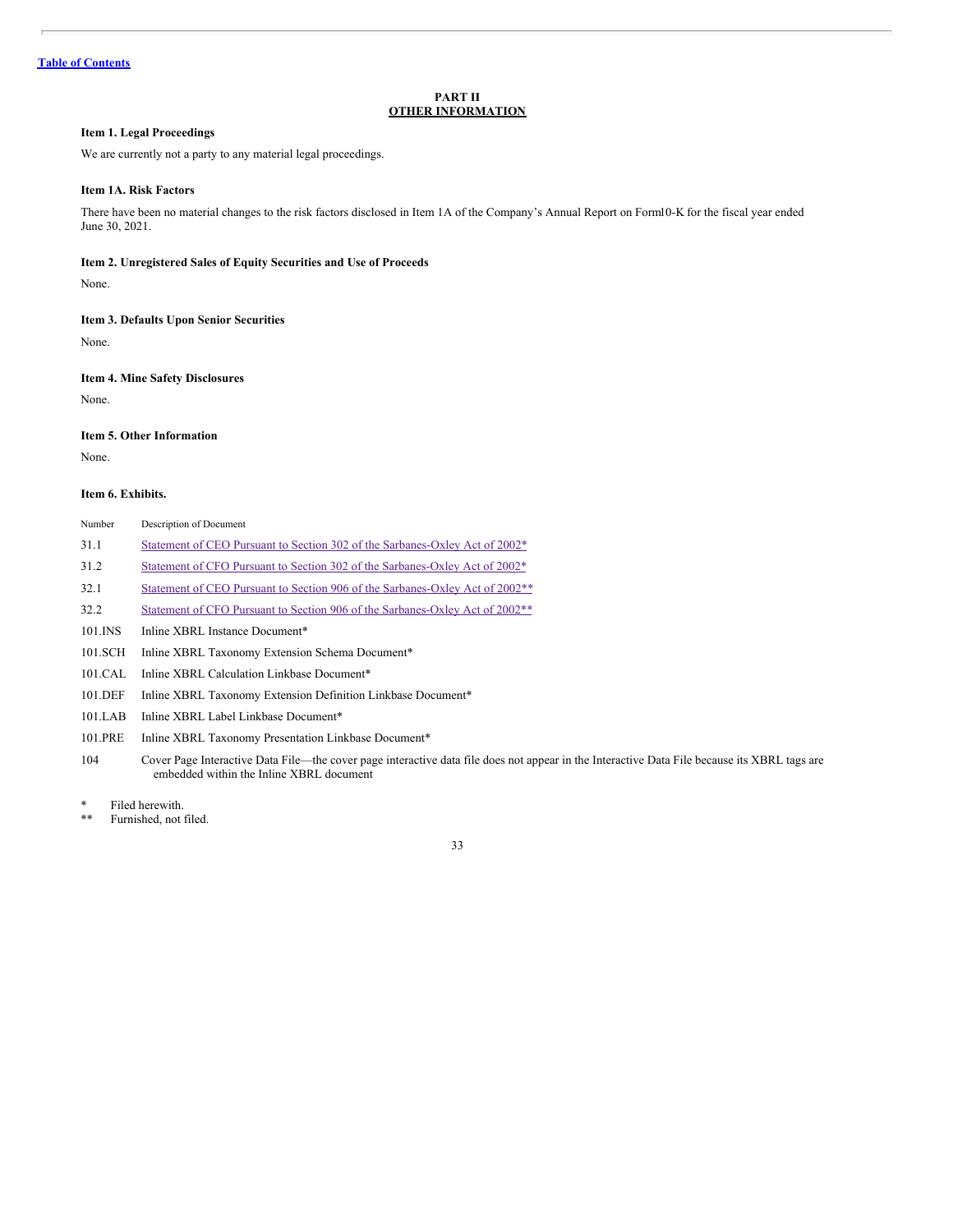Table of Contents

## PART II
## OTHER INFORMATION

### Item 1. Legal Proceedings

We are currently not a party to any material legal proceedings.

### Item 1A. Risk Factors

There have been no material changes to the risk factors disclosed in Item 1A of the Company's Annual Report on Form10-K for the fiscal year ended June 30, 2021.

### Item 2. Unregistered Sales of Equity Securities and Use of Proceeds

None.

### Item 3. Defaults Upon Senior Securities

None.

### Item 4. Mine Safety Disclosures

None.

### Item 5. Other Information

None.

### Item 6. Exhibits.

| Number | Description of Document |
|---|---|
| 31.1 | Statement of CEO Pursuant to Section 302 of the Sarbanes-Oxley Act of 2002* |
| 31.2 | Statement of CFO Pursuant to Section 302 of the Sarbanes-Oxley Act of 2002* |
| 32.1 | Statement of CEO Pursuant to Section 906 of the Sarbanes-Oxley Act of 2002** |
| 32.2 | Statement of CFO Pursuant to Section 906 of the Sarbanes-Oxley Act of 2002** |
| 101.INS | Inline XBRL Instance Document* |
| 101.SCH | Inline XBRL Taxonomy Extension Schema Document* |
| 101.CAL | Inline XBRL Calculation Linkbase Document* |
| 101.DEF | Inline XBRL Taxonomy Extension Definition Linkbase Document* |
| 101.LAB | Inline XBRL Label Linkbase Document* |
| 101.PRE | Inline XBRL Taxonomy Presentation Linkbase Document* |
| 104 | Cover Page Interactive Data File—the cover page interactive data file does not appear in the Interactive Data File because its XBRL tags are embedded within the Inline XBRL document |

\* Filed herewith.
** Furnished, not filed.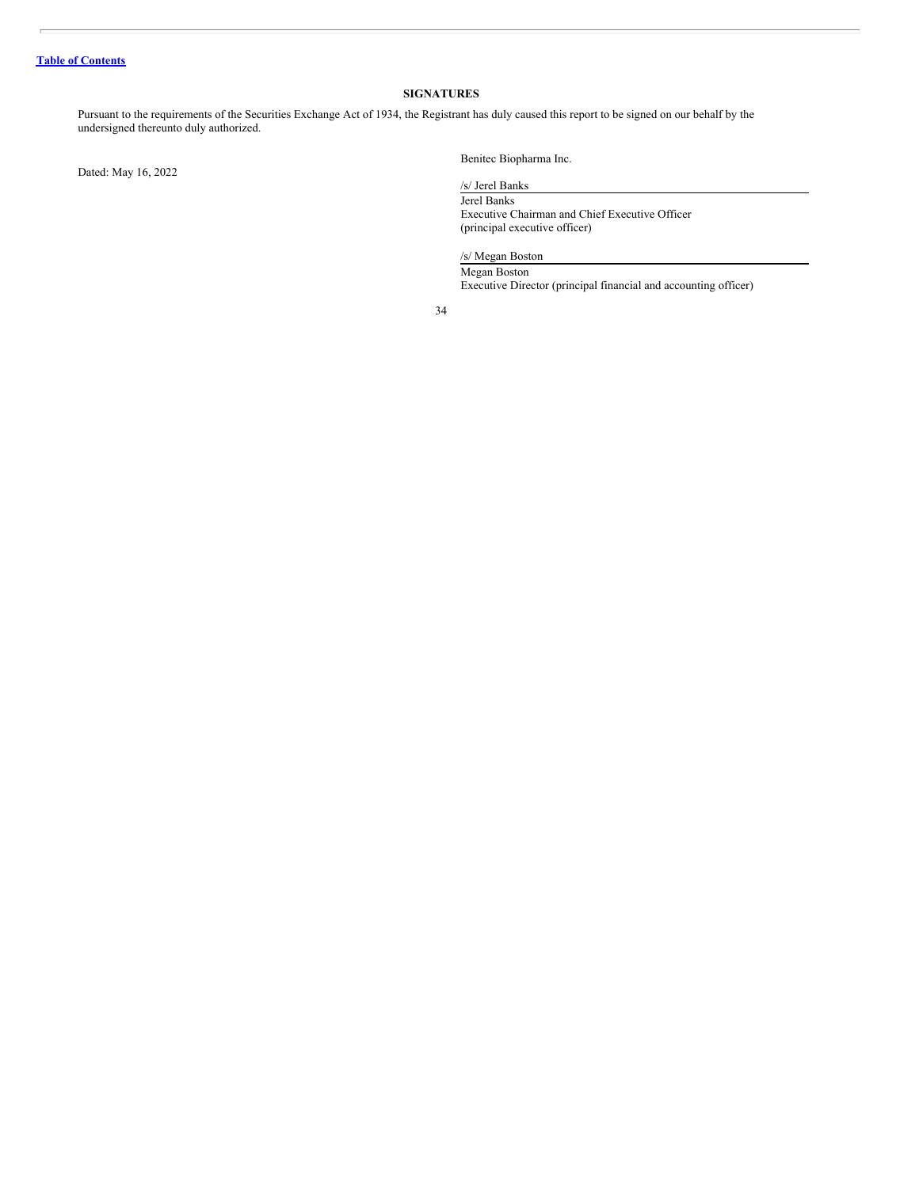[Table of Contents]

## SIGNATURES

Pursuant to the requirements of the Securities Exchange Act of 1934, the Registrant has duly caused this report to be signed on our behalf by the undersigned thereunto duly authorized.

Dated: May 16, 2022

Benitec Biopharma Inc.

/s/ Jerel Banks

Jerel Banks
Executive Chairman and Chief Executive Officer
(principal executive officer)

/s/ Megan Boston

Megan Boston
Executive Director (principal financial and accounting officer)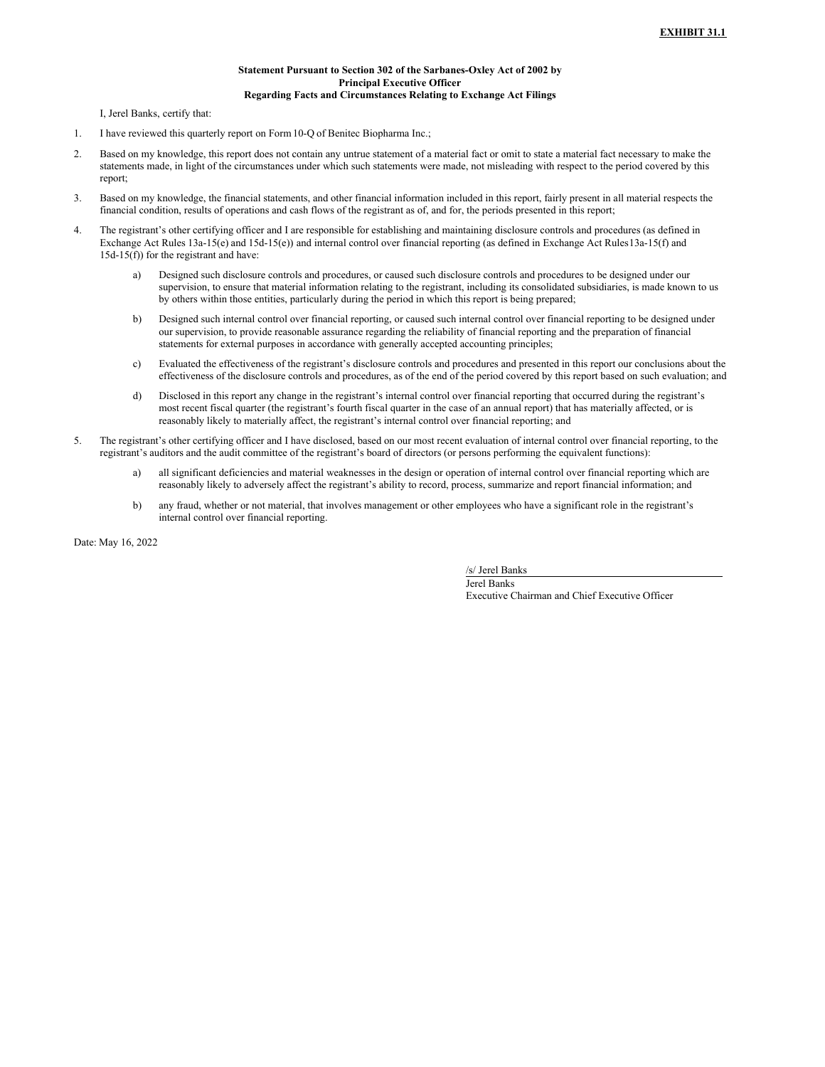**EXHIBIT 31.1**

**Statement Pursuant to Section 302 of the Sarbanes-Oxley Act of 2002 by Principal Executive Officer Regarding Facts and Circumstances Relating to Exchange Act Filings**

I, Jerel Banks, certify that:

1. I have reviewed this quarterly report on Form 10-Q of Benitec Biopharma Inc.;
2. Based on my knowledge, this report does not contain any untrue statement of a material fact or omit to state a material fact necessary to make the statements made, in light of the circumstances under which such statements were made, not misleading with respect to the period covered by this report;
3. Based on my knowledge, the financial statements, and other financial information included in this report, fairly present in all material respects the financial condition, results of operations and cash flows of the registrant as of, and for, the periods presented in this report;
4. The registrant's other certifying officer and I are responsible for establishing and maintaining disclosure controls and procedures (as defined in Exchange Act Rules 13a-15(e) and 15d-15(e)) and internal control over financial reporting (as defined in Exchange Act Rules13a-15(f) and 15d-15(f)) for the registrant and have:
   a) Designed such disclosure controls and procedures, or caused such disclosure controls and procedures to be designed under our supervision, to ensure that material information relating to the registrant, including its consolidated subsidiaries, is made known to us by others within those entities, particularly during the period in which this report is being prepared;
   b) Designed such internal control over financial reporting, or caused such internal control over financial reporting to be designed under our supervision, to provide reasonable assurance regarding the reliability of financial reporting and the preparation of financial statements for external purposes in accordance with generally accepted accounting principles;
   c) Evaluated the effectiveness of the registrant's disclosure controls and procedures and presented in this report our conclusions about the effectiveness of the disclosure controls and procedures, as of the end of the period covered by this report based on such evaluation; and
   d) Disclosed in this report any change in the registrant's internal control over financial reporting that occurred during the registrant's most recent fiscal quarter (the registrant's fourth fiscal quarter in the case of an annual report) that has materially affected, or is reasonably likely to materially affect, the registrant's internal control over financial reporting; and
5. The registrant's other certifying officer and I have disclosed, based on our most recent evaluation of internal control over financial reporting, to the registrant's auditors and the audit committee of the registrant's board of directors (or persons performing the equivalent functions):
   a) all significant deficiencies and material weaknesses in the design or operation of internal control over financial reporting which are reasonably likely to adversely affect the registrant's ability to record, process, summarize and report financial information; and
   b) any fraud, whether or not material, that involves management or other employees who have a significant role in the registrant's internal control over financial reporting.

Date: May 16, 2022

/s/ Jerel Banks
Jerel Banks
Executive Chairman and Chief Executive Officer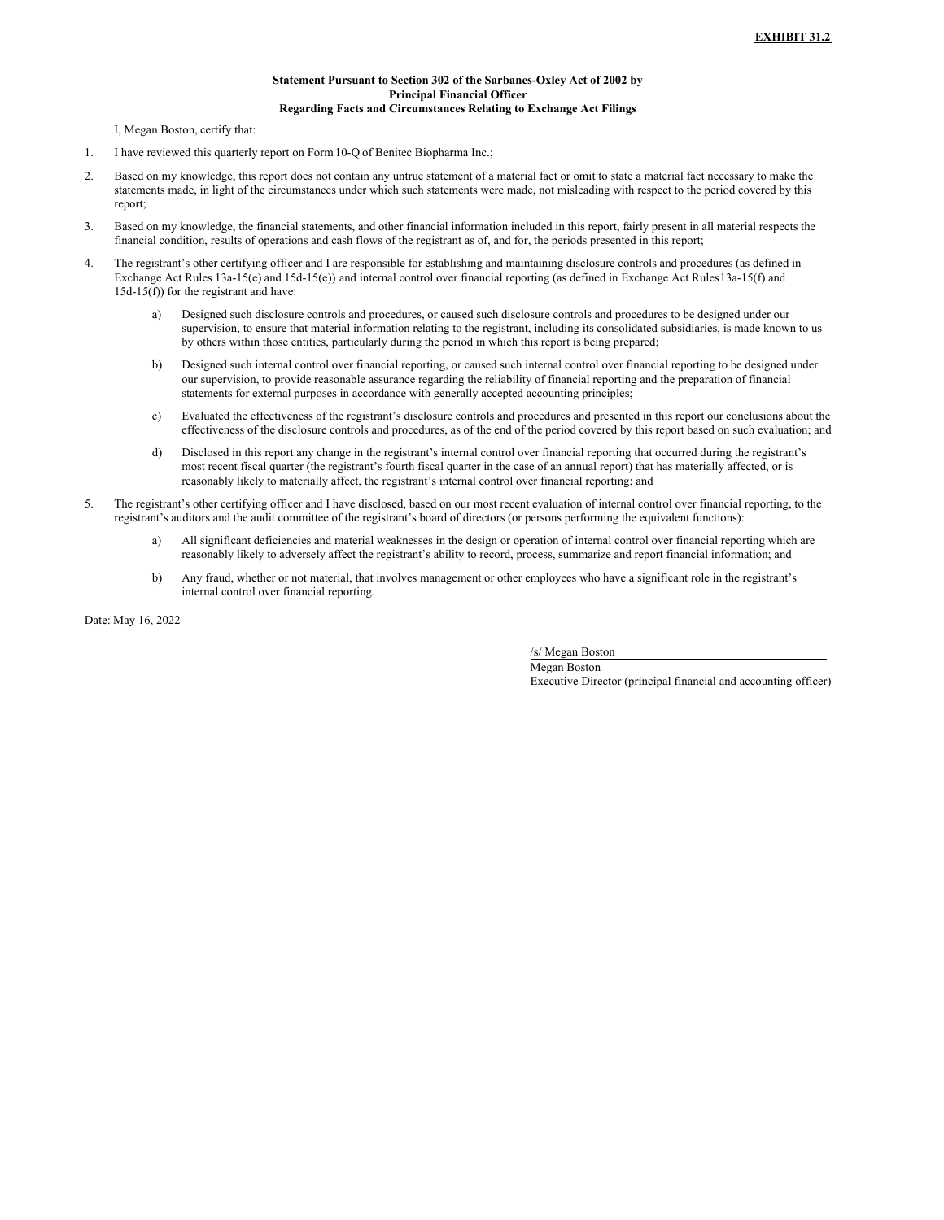**EXHIBIT 31.2**

**Statement Pursuant to Section 302 of the Sarbanes-Oxley Act of 2002 by Principal Financial Officer Regarding Facts and Circumstances Relating to Exchange Act Filings**

I, Megan Boston, certify that:

1. I have reviewed this quarterly report on Form 10-Q of Benitec Biopharma Inc.;
2. Based on my knowledge, this report does not contain any untrue statement of a material fact or omit to state a material fact necessary to make the statements made, in light of the circumstances under which such statements were made, not misleading with respect to the period covered by this report;
3. Based on my knowledge, the financial statements, and other financial information included in this report, fairly present in all material respects the financial condition, results of operations and cash flows of the registrant as of, and for, the periods presented in this report;
4. The registrant's other certifying officer and I are responsible for establishing and maintaining disclosure controls and procedures (as defined in Exchange Act Rules 13a-15(e) and 15d-15(e)) and internal control over financial reporting (as defined in Exchange Act Rules13a-15(f) and 15d-15(f)) for the registrant and have:
   a) Designed such disclosure controls and procedures, or caused such disclosure controls and procedures to be designed under our supervision, to ensure that material information relating to the registrant, including its consolidated subsidiaries, is made known to us by others within those entities, particularly during the period in which this report is being prepared;
   b) Designed such internal control over financial reporting, or caused such internal control over financial reporting to be designed under our supervision, to provide reasonable assurance regarding the reliability of financial reporting and the preparation of financial statements for external purposes in accordance with generally accepted accounting principles;
   c) Evaluated the effectiveness of the registrant's disclosure controls and procedures and presented in this report our conclusions about the effectiveness of the disclosure controls and procedures, as of the end of the period covered by this report based on such evaluation; and
   d) Disclosed in this report any change in the registrant's internal control over financial reporting that occurred during the registrant's most recent fiscal quarter (the registrant's fourth fiscal quarter in the case of an annual report) that has materially affected, or is reasonably likely to materially affect, the registrant's internal control over financial reporting; and
5. The registrant's other certifying officer and I have disclosed, based on our most recent evaluation of internal control over financial reporting, to the registrant's auditors and the audit committee of the registrant's board of directors (or persons performing the equivalent functions):
   a) All significant deficiencies and material weaknesses in the design or operation of internal control over financial reporting which are reasonably likely to adversely affect the registrant's ability to record, process, summarize and report financial information; and
   b) Any fraud, whether or not material, that involves management or other employees who have a significant role in the registrant's internal control over financial reporting.

Date: May 16, 2022

/s/ Megan Boston
Megan Boston
Executive Director (principal financial and accounting officer)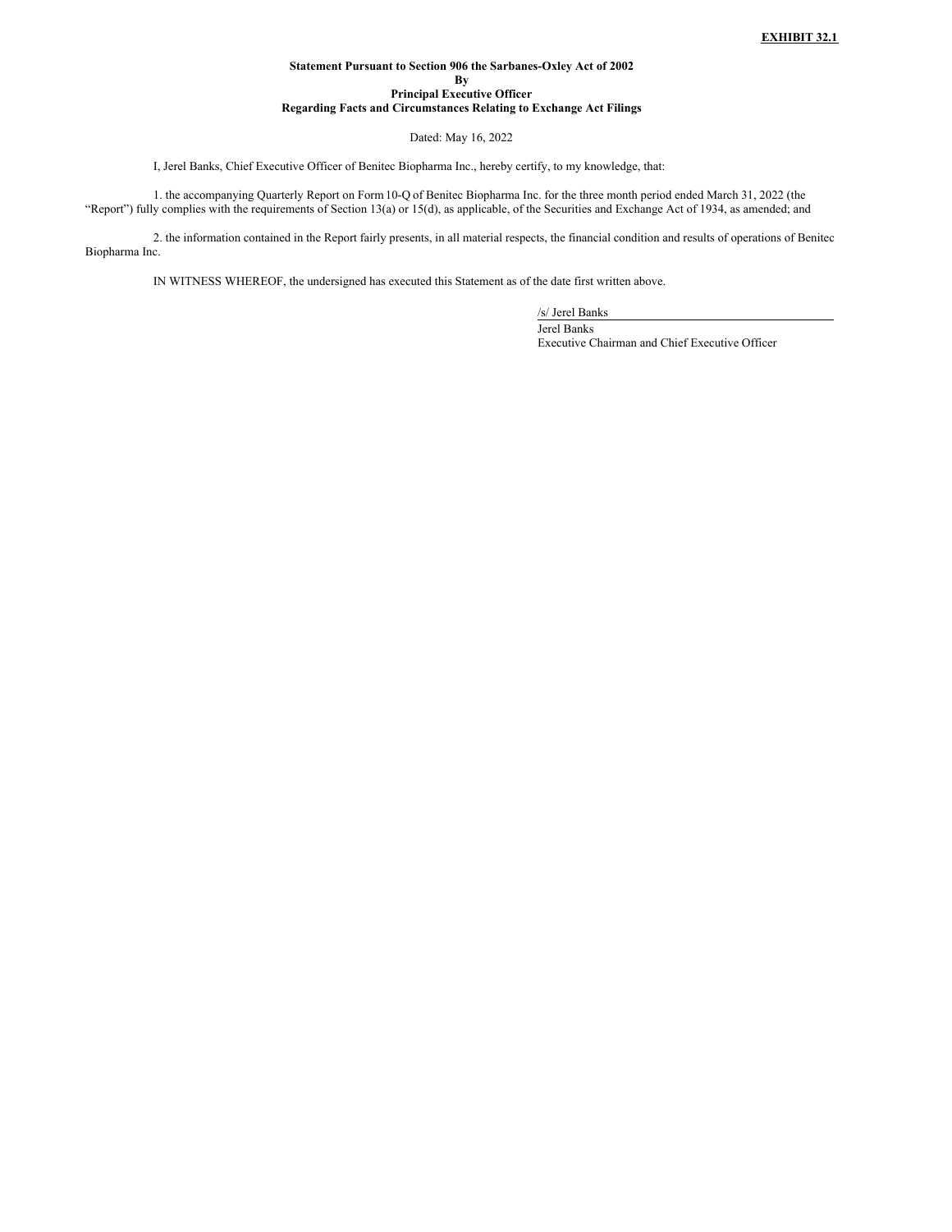**EXHIBIT 32.1**

**Statement Pursuant to Section 906 the Sarbanes-Oxley Act of 2002**
**By**
**Principal Executive Officer**
**Regarding Facts and Circumstances Relating to Exchange Act Filings**

Dated: May 16, 2022

I, Jerel Banks, Chief Executive Officer of Benitec Biopharma Inc., hereby certify, to my knowledge, that:

1. the accompanying Quarterly Report on Form 10-Q of Benitec Biopharma Inc. for the three month period ended March 31, 2022 (the "Report") fully complies with the requirements of Section 13(a) or 15(d), as applicable, of the Securities and Exchange Act of 1934, as amended; and

2. the information contained in the Report fairly presents, in all material respects, the financial condition and results of operations of Benitec Biopharma Inc.

IN WITNESS WHEREOF, the undersigned has executed this Statement as of the date first written above.

/s/ Jerel Banks
Jerel Banks
Executive Chairman and Chief Executive Officer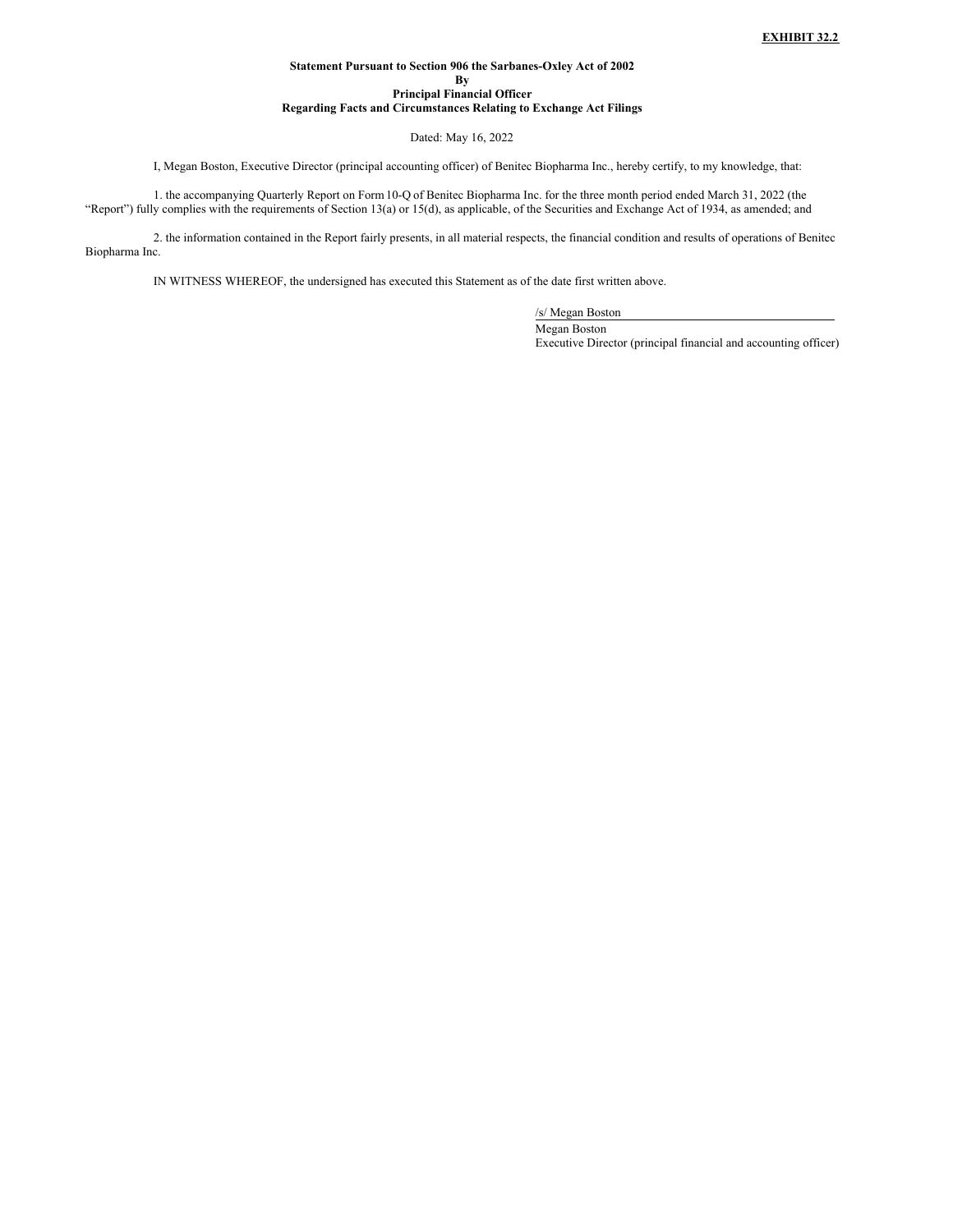**EXHIBIT 32.2**

**Statement Pursuant to Section 906 the Sarbanes-Oxley Act of 2002**
**By**
**Principal Financial Officer**
**Regarding Facts and Circumstances Relating to Exchange Act Filings**

Dated: May 16, 2022

I, Megan Boston, Executive Director (principal accounting officer) of Benitec Biopharma Inc., hereby certify, to my knowledge, that:

1. the accompanying Quarterly Report on Form 10-Q of Benitec Biopharma Inc. for the three month period ended March 31, 2022 (the "Report") fully complies with the requirements of Section 13(a) or 15(d), as applicable, of the Securities and Exchange Act of 1934, as amended; and

2. the information contained in the Report fairly presents, in all material respects, the financial condition and results of operations of Benitec Biopharma Inc.

IN WITNESS WHEREOF, the undersigned has executed this Statement as of the date first written above.

/s/ Megan Boston
Megan Boston
Executive Director (principal financial and accounting officer)